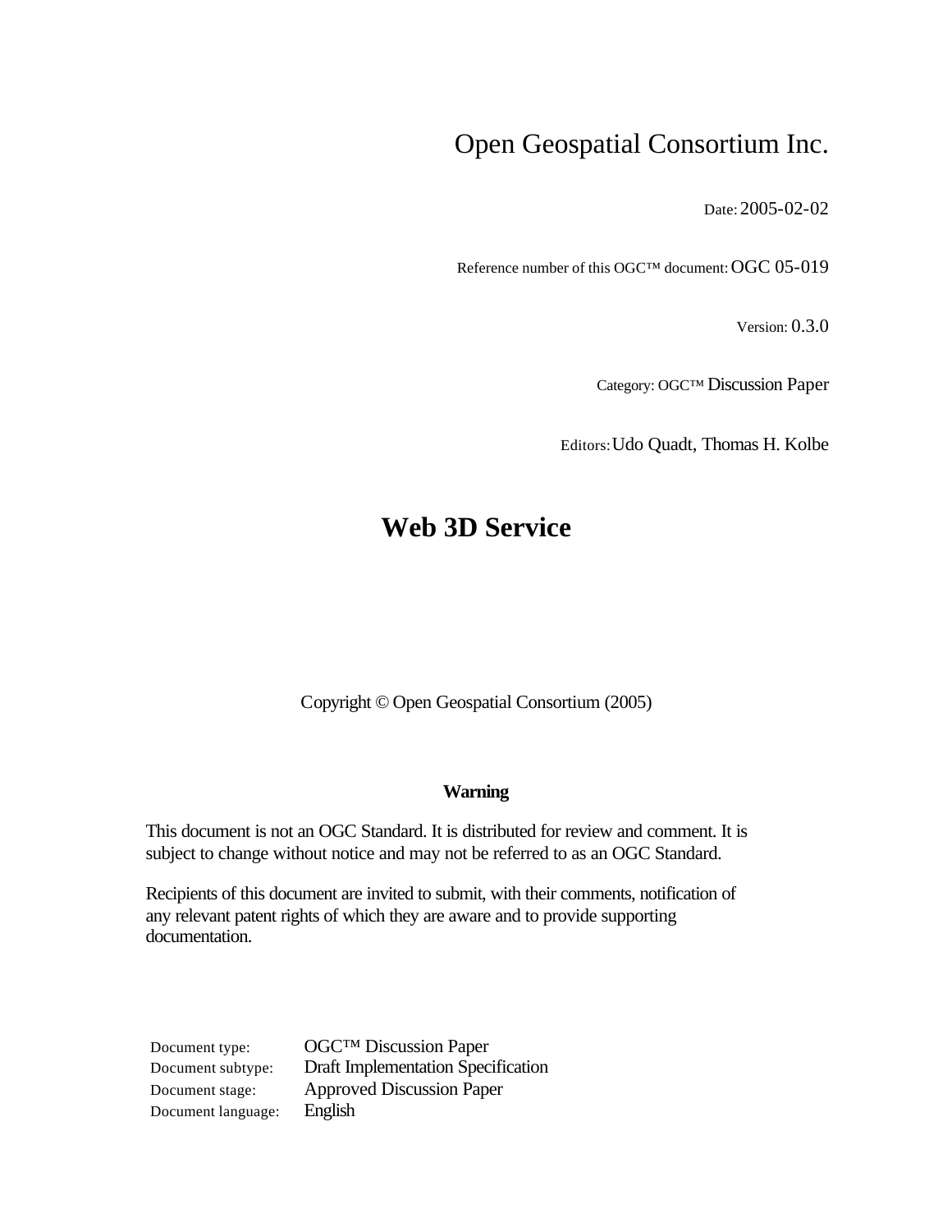Open Geospatial Consortium Inc.

Date: 2005-02-02

Reference number of this OGC™ document: OGC 05-019

Version: 0.3.0

Category: OGC™ Discussion Paper

Editors: Udo Quadt, Thomas H. Kolbe

# Web 3D Service

Copyright © Open Geospatial Consortium (2005)

**Warning**

This document is not an OGC Standard. It is distributed for review and comment. It is subject to change without notice and may not be referred to as an OGC Standard.

Recipients of this document are invited to submit, with their comments, notification of any relevant patent rights of which they are aware and to provide supporting documentation.

| | |
|---|---|
| Document type: | OGC™ Discussion Paper |
| Document subtype: | Draft Implementation Specification |
| Document stage: | Approved Discussion Paper |
| Document language: | English |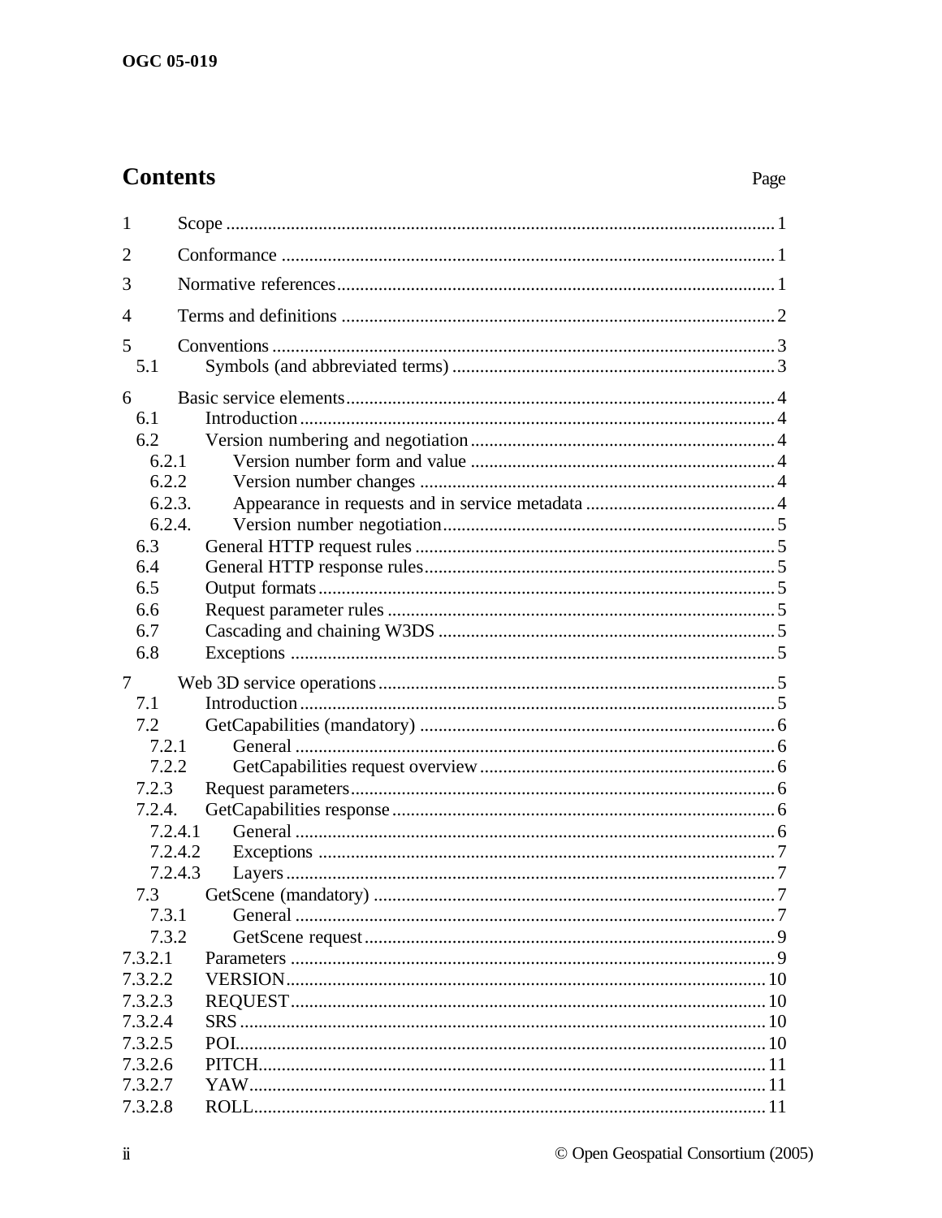# Contents

Page

1 Scope ..... 1

2 Conformance ..... 1

3 Normative references ..... 1

4 Terms and definitions ..... 2

5 Conventions ..... 3
- 5.1 Symbols (and abbreviated terms) ..... 3

6 Basic service elements ..... 4
- 6.1 Introduction ..... 4
- 6.2 Version numbering and negotiation ..... 4
  - 6.2.1 Version number form and value ..... 4
  - 6.2.2 Version number changes ..... 4
  - 6.2.3. Appearance in requests and in service metadata ..... 4
  - 6.2.4. Version number negotiation ..... 5
- 6.3 General HTTP request rules ..... 5
- 6.4 General HTTP response rules ..... 5
- 6.5 Output formats ..... 5
- 6.6 Request parameter rules ..... 5
- 6.7 Cascading and chaining W3DS ..... 5
- 6.8 Exceptions ..... 5

7 Web 3D service operations ..... 5
- 7.1 Introduction ..... 5
- 7.2 GetCapabilities (mandatory) ..... 6
  - 7.2.1 General ..... 6
  - 7.2.2 GetCapabilities request overview ..... 6
- 7.2.3 Request parameters ..... 6
- 7.2.4. GetCapabilities response ..... 6
  - 7.2.4.1 General ..... 6
  - 7.2.4.2 Exceptions ..... 7
  - 7.2.4.3 Layers ..... 7
- 7.3 GetScene (mandatory) ..... 7
  - 7.3.1 General ..... 7
  - 7.3.2 GetScene request ..... 9

7.3.2.1 Parameters ..... 9

7.3.2.2 VERSION ..... 10

7.3.2.3 REQUEST ..... 10

7.3.2.4 SRS ..... 10

7.3.2.5 POI ..... 10

7.3.2.6 PITCH ..... 11

7.3.2.7 YAW ..... 11

7.3.2.8 ROLL ..... 11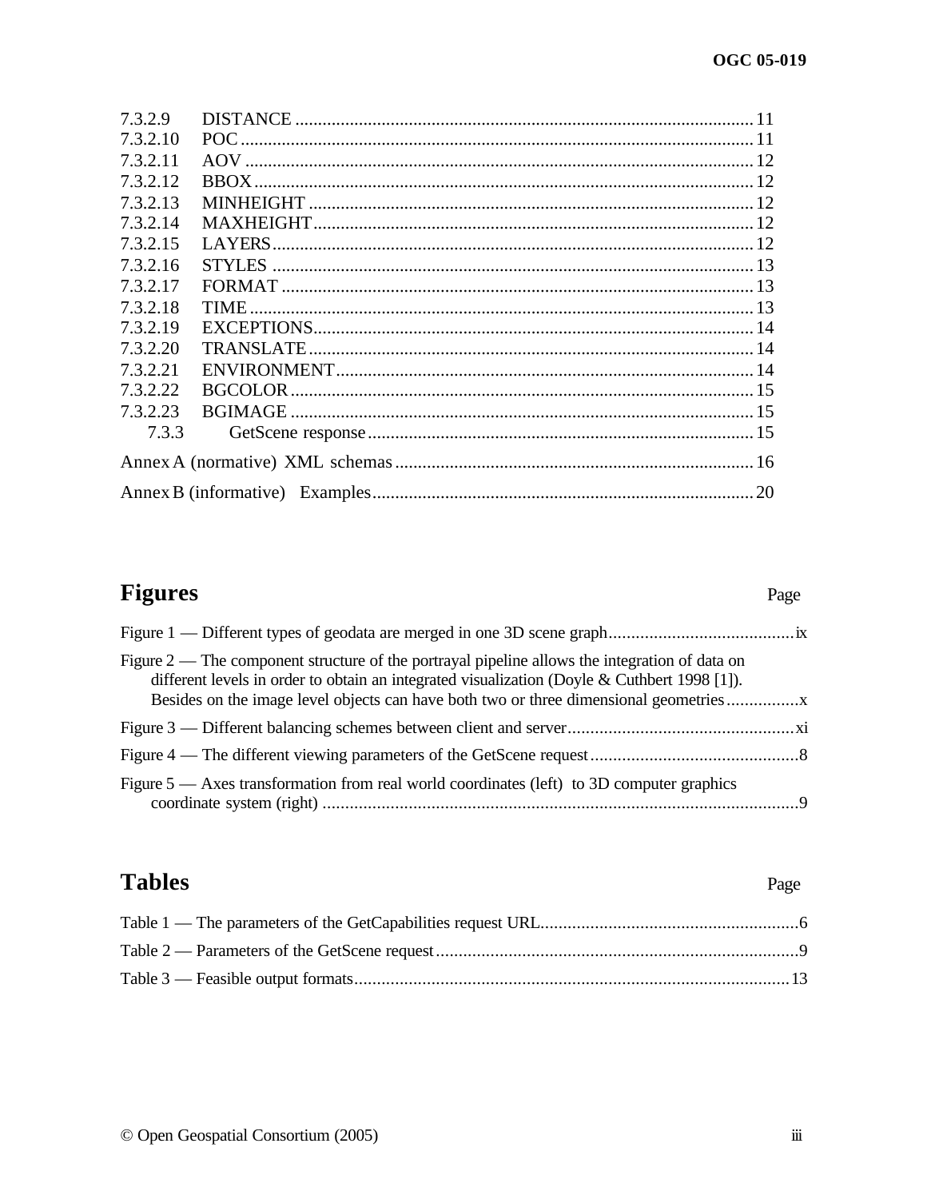7.3.2.9 DISTANCE .......................................................................................... 11
7.3.2.10 POC ................................................................................................. 11
7.3.2.11 AOV ................................................................................................ 12
7.3.2.12 BBOX ............................................................................................... 12
7.3.2.13 MINHEIGHT ..................................................................................... 12
7.3.2.14 MAXHEIGHT .................................................................................... 12
7.3.2.15 LAYERS ............................................................................................ 12
7.3.2.16 STYLES ............................................................................................ 13
7.3.2.17 FORMAT ........................................................................................... 13
7.3.2.18 TIME ................................................................................................ 13
7.3.2.19 EXCEPTIONS ..................................................................................... 14
7.3.2.20 TRANSLATE ...................................................................................... 14
7.3.2.21 ENVIRONMENT ................................................................................. 14
7.3.2.22 BGCOLOR ......................................................................................... 15
7.3.2.23 BGIMAGE .......................................................................................... 15
7.3.3 GetScene response .................................................................................. 15

Annex A (normative) XML schemas ..................................................................... 16

Annex B (informative) Examples ......................................................................... 20

## Figures

Page

Figure 1 — Different types of geodata are merged in one 3D scene graph ......................................... ix

Figure 2 — The component structure of the portrayal pipeline allows the integration of data on different levels in order to obtain an integrated visualization (Doyle & Cuthbert 1998 [1]). Besides on the image level objects can have both two or three dimensional geometries ................ x

Figure 3 — Different balancing schemes between client and server .................................................. xi

Figure 4 — The different viewing parameters of the GetScene request ............................................. 8

Figure 5 — Axes transformation from real world coordinates (left) to 3D computer graphics coordinate system (right) .......................................................................................................... 9

## Tables

Page

Table 1 — The parameters of the GetCapabilities request URL ......................................................... 6

Table 2 — Parameters of the GetScene request ................................................................................ 9

Table 3 — Feasible output formats ................................................................................................. 13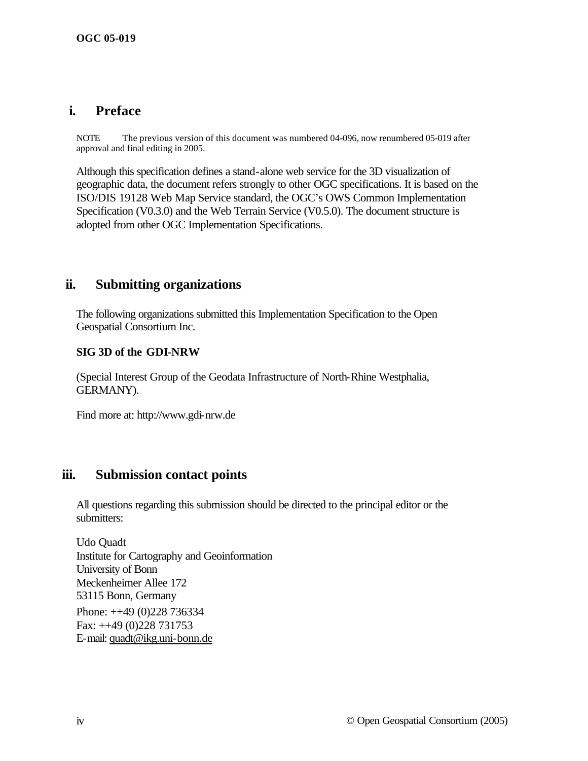## i. Preface

NOTE The previous version of this document was numbered 04-096, now renumbered 05-019 after approval and final editing in 2005.

Although this specification defines a stand-alone web service for the 3D visualization of geographic data, the document refers strongly to other OGC specifications. It is based on the ISO/DIS 19128 Web Map Service standard, the OGC's OWS Common Implementation Specification (V0.3.0) and the Web Terrain Service (V0.5.0). The document structure is adopted from other OGC Implementation Specifications.

## ii. Submitting organizations

The following organizations submitted this Implementation Specification to the Open Geospatial Consortium Inc.

**SIG 3D of the GDI-NRW**

(Special Interest Group of the Geodata Infrastructure of North-Rhine Westphalia, GERMANY).

Find more at: http://www.gdi-nrw.de

## iii. Submission contact points

All questions regarding this submission should be directed to the principal editor or the submitters:

Udo Quadt
Institute for Cartography and Geoinformation
University of Bonn
Meckenheimer Allee 172
53115 Bonn, Germany
Phone: ++49 (0)228 736334
Fax: ++49 (0)228 731753
E-mail: quadt@ikg.uni-bonn.de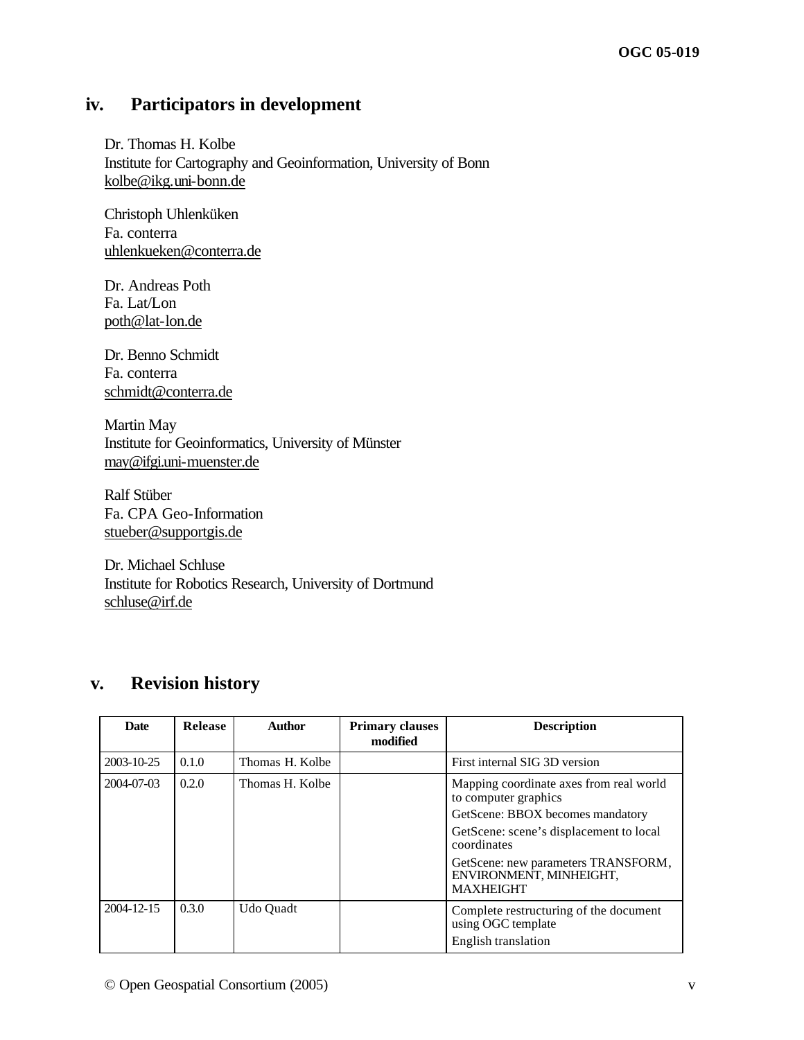## iv. Participators in development

Dr. Thomas H. Kolbe
Institute for Cartography and Geoinformation, University of Bonn
kolbe@ikg.uni-bonn.de

Christoph Uhlenküken
Fa. conterra
uhlenkueken@conterra.de

Dr. Andreas Poth
Fa. Lat/Lon
poth@lat-lon.de

Dr. Benno Schmidt
Fa. conterra
schmidt@conterra.de

Martin May
Institute for Geoinformatics, University of Münster
may@ifgi.uni-muenster.de

Ralf Stüber
Fa. CPA Geo-Information
stueber@supportgis.de

Dr. Michael Schluse
Institute for Robotics Research, University of Dortmund
schluse@irf.de

## v. Revision history

| Date | Release | Author | Primary clauses modified | Description |
| --- | --- | --- | --- | --- |
| 2003-10-25 | 0.1.0 | Thomas H. Kolbe | | First internal SIG 3D version |
| 2004-07-03 | 0.2.0 | Thomas H. Kolbe | | Mapping coordinate axes from real world to computer graphics<br>GetScene: BBOX becomes mandatory<br>GetScene: scene's displacement to local coordinates<br>GetScene: new parameters TRANSFORM, ENVIRONMENT, MINHEIGHT, MAXHEIGHT |
| 2004-12-15 | 0.3.0 | Udo Quadt | | Complete restructuring of the document using OGC template<br>English translation |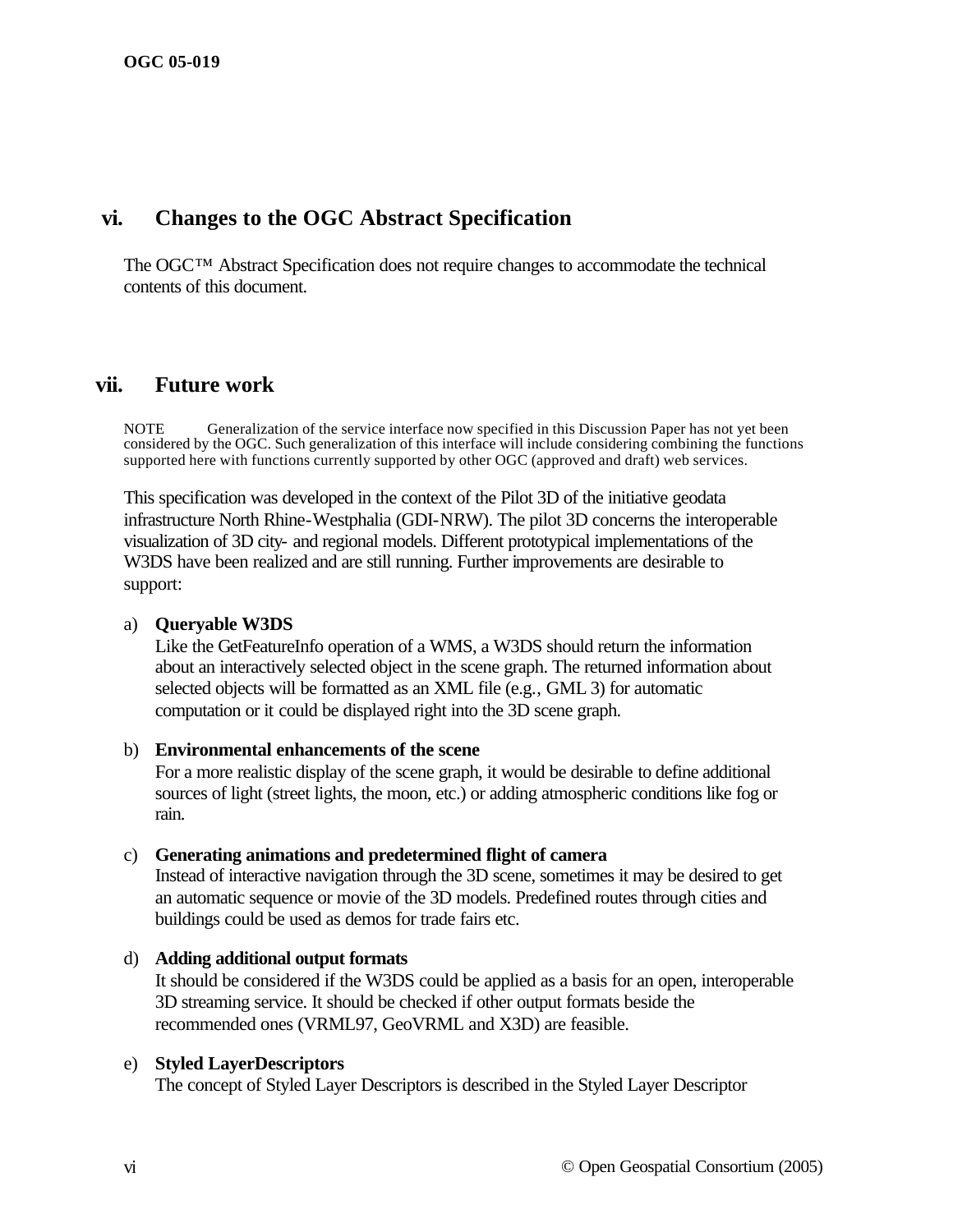## vi. Changes to the OGC Abstract Specification

The OGC™ Abstract Specification does not require changes to accommodate the technical contents of this document.

## vii. Future work

NOTE Generalization of the service interface now specified in this Discussion Paper has not yet been considered by the OGC. Such generalization of this interface will include considering combining the functions supported here with functions currently supported by other OGC (approved and draft) web services.

This specification was developed in the context of the Pilot 3D of the initiative geodata infrastructure North Rhine-Westphalia (GDI-NRW). The pilot 3D concerns the interoperable visualization of 3D city- and regional models. Different prototypical implementations of the W3DS have been realized and are still running. Further improvements are desirable to support:

a) **Queryable W3DS**
   Like the GetFeatureInfo operation of a WMS, a W3DS should return the information about an interactively selected object in the scene graph. The returned information about selected objects will be formatted as an XML file (e.g., GML 3) for automatic computation or it could be displayed right into the 3D scene graph.

b) **Environmental enhancements of the scene**
   For a more realistic display of the scene graph, it would be desirable to define additional sources of light (street lights, the moon, etc.) or adding atmospheric conditions like fog or rain.

c) **Generating animations and predetermined flight of camera**
   Instead of interactive navigation through the 3D scene, sometimes it may be desired to get an automatic sequence or movie of the 3D models. Predefined routes through cities and buildings could be used as demos for trade fairs etc.

d) **Adding additional output formats**
   It should be considered if the W3DS could be applied as a basis for an open, interoperable 3D streaming service. It should be checked if other output formats beside the recommended ones (VRML97, GeoVRML and X3D) are feasible.

e) **Styled LayerDescriptors**
   The concept of Styled Layer Descriptors is described in the Styled Layer Descriptor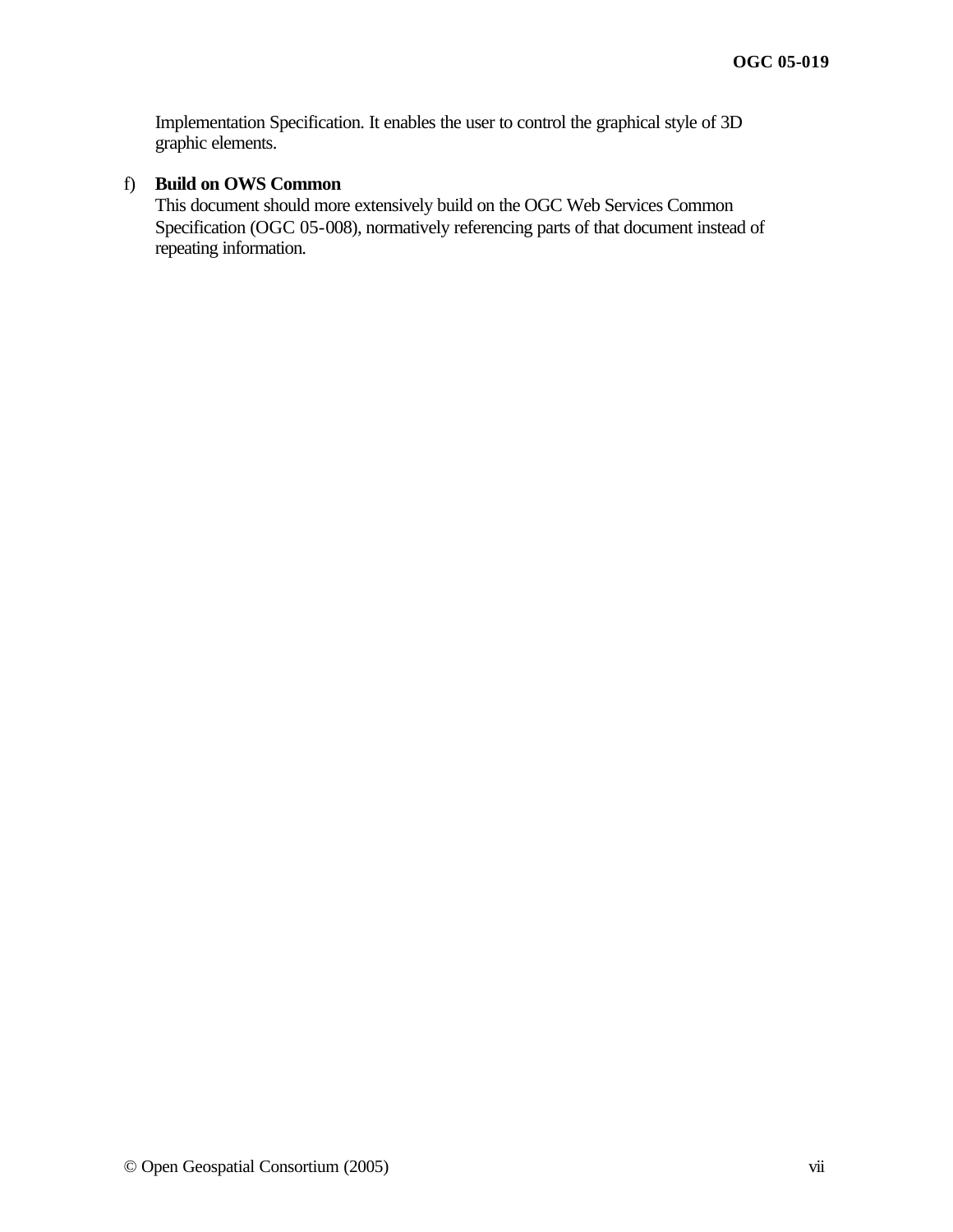Implementation Specification. It enables the user to control the graphical style of 3D graphic elements.

f) **Build on OWS Common**
   This document should more extensively build on the OGC Web Services Common Specification (OGC 05-008), normatively referencing parts of that document instead of repeating information.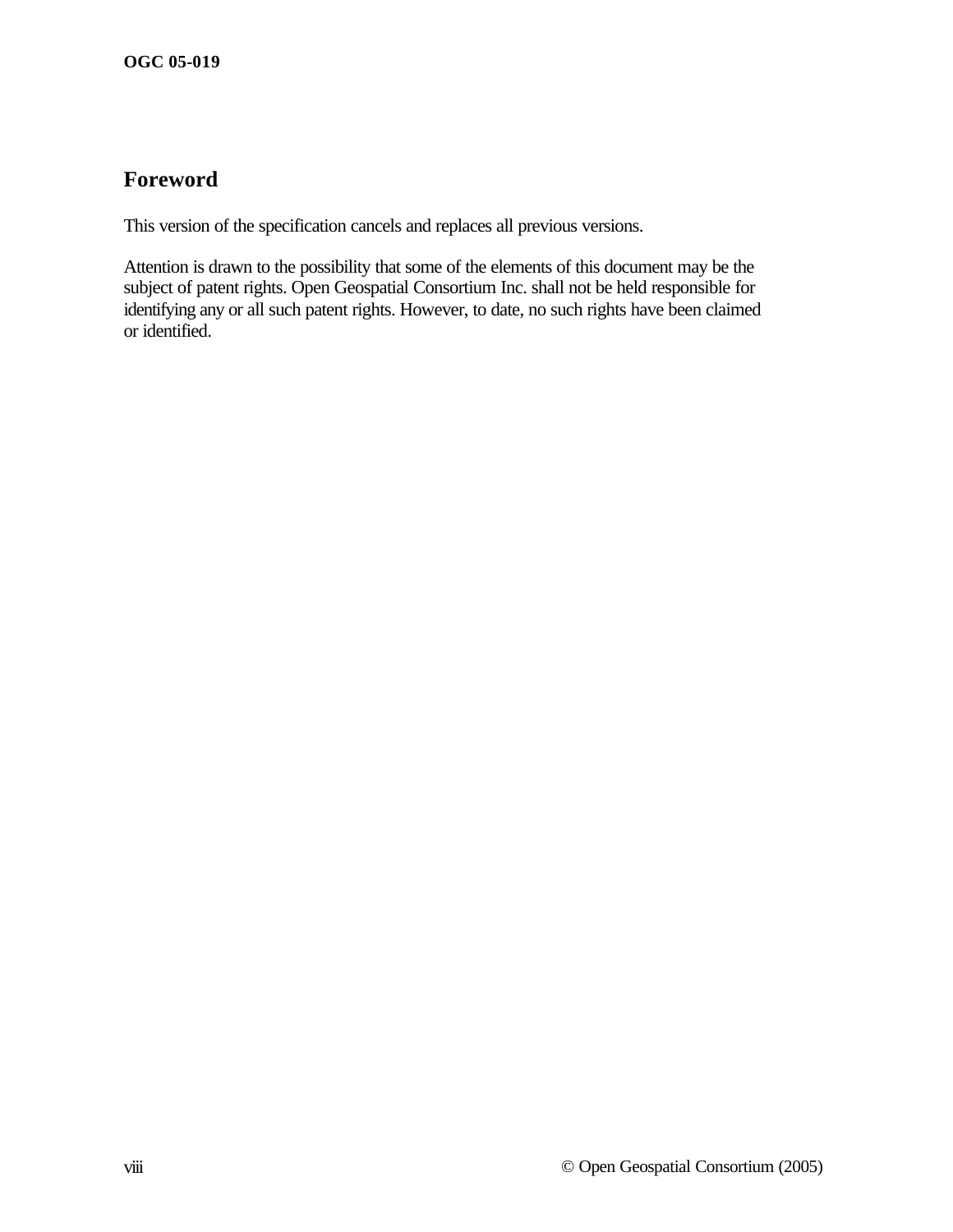# Foreword

This version of the specification cancels and replaces all previous versions.

Attention is drawn to the possibility that some of the elements of this document may be the subject of patent rights. Open Geospatial Consortium Inc. shall not be held responsible for identifying any or all such patent rights. However, to date, no such rights have been claimed or identified.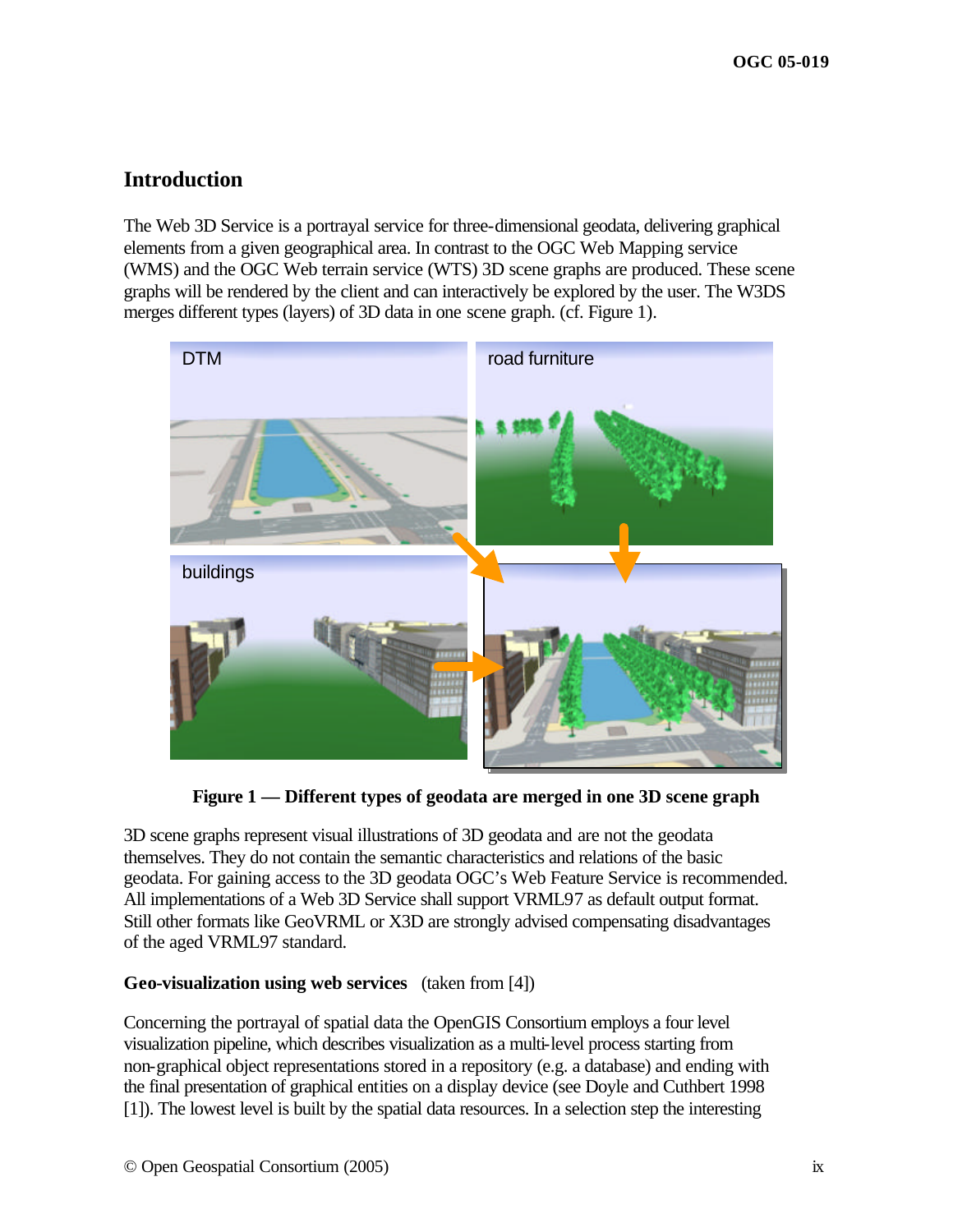## Introduction

The Web 3D Service is a portrayal service for three-dimensional geodata, delivering graphical elements from a given geographical area. In contrast to the OGC Web Mapping service (WMS) and the OGC Web terrain service (WTS) 3D scene graphs are produced. These scene graphs will be rendered by the client and can interactively be explored by the user. The W3DS merges different types (layers) of 3D data in one scene graph. (cf. Figure 1).

**Figure 1 — Different types of geodata are merged in one 3D scene graph**

3D scene graphs represent visual illustrations of 3D geodata and are not the geodata themselves. They do not contain the semantic characteristics and relations of the basic geodata. For gaining access to the 3D geodata OGC's Web Feature Service is recommended. All implementations of a Web 3D Service shall support VRML97 as default output format. Still other formats like GeoVRML or X3D are strongly advised compensating disadvantages of the aged VRML97 standard.

**Geo-visualization using web services** (taken from [4])

Concerning the portrayal of spatial data the OpenGIS Consortium employs a four level visualization pipeline, which describes visualization as a multi-level process starting from non-graphical object representations stored in a repository (e.g. a database) and ending with the final presentation of graphical entities on a display device (see Doyle and Cuthbert 1998 [1]). The lowest level is built by the spatial data resources. In a selection step the interesting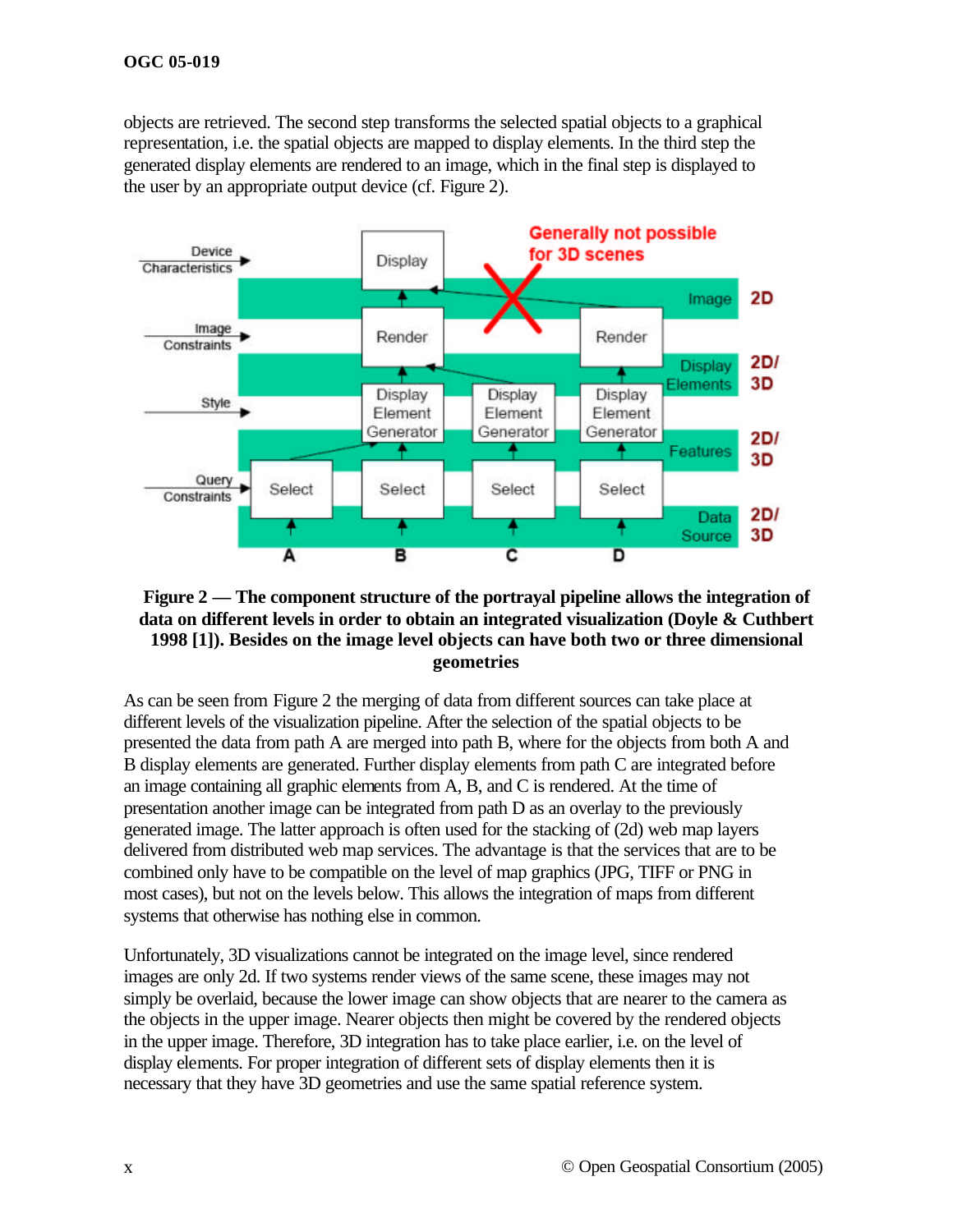objects are retrieved. The second step transforms the selected spatial objects to a graphical representation, i.e. the spatial objects are mapped to display elements. In the third step the generated display elements are rendered to an image, which in the final step is displayed to the user by an appropriate output device (cf. Figure 2).

**Figure 2 — The component structure of the portrayal pipeline allows the integration of data on different levels in order to obtain an integrated visualization (Doyle & Cuthbert 1998 [1]). Besides on the image level objects can have both two or three dimensional geometries**

As can be seen from Figure 2 the merging of data from different sources can take place at different levels of the visualization pipeline. After the selection of the spatial objects to be presented the data from path A are merged into path B, where for the objects from both A and B display elements are generated. Further display elements from path C are integrated before an image containing all graphic elements from A, B, and C is rendered. At the time of presentation another image can be integrated from path D as an overlay to the previously generated image. The latter approach is often used for the stacking of (2d) web map layers delivered from distributed web map services. The advantage is that the services that are to be combined only have to be compatible on the level of map graphics (JPG, TIFF or PNG in most cases), but not on the levels below. This allows the integration of maps from different systems that otherwise has nothing else in common.

Unfortunately, 3D visualizations cannot be integrated on the image level, since rendered images are only 2d. If two systems render views of the same scene, these images may not simply be overlaid, because the lower image can show objects that are nearer to the camera as the objects in the upper image. Nearer objects then might be covered by the rendered objects in the upper image. Therefore, 3D integration has to take place earlier, i.e. on the level of display elements. For proper integration of different sets of display elements then it is necessary that they have 3D geometries and use the same spatial reference system.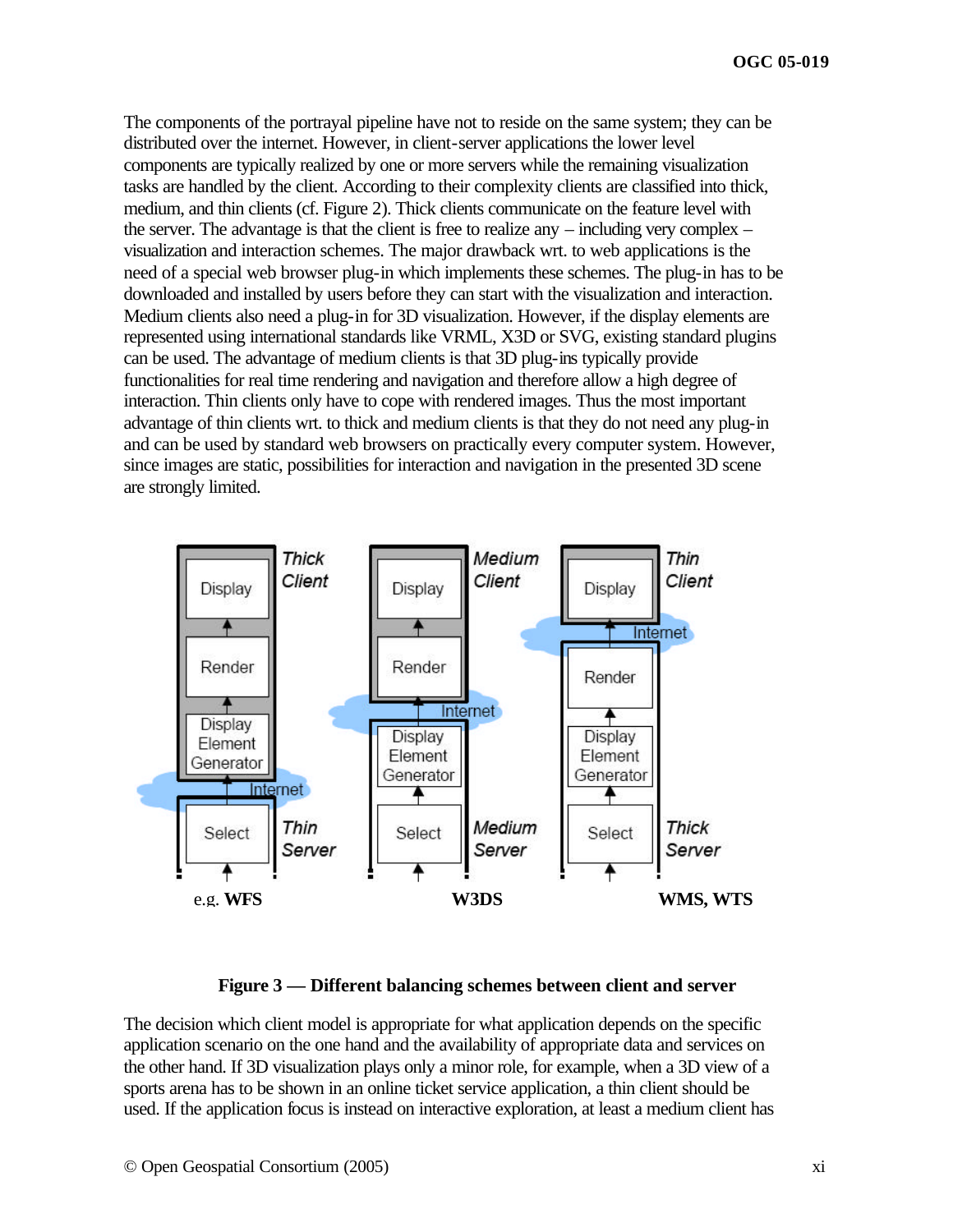The components of the portrayal pipeline have not to reside on the same system; they can be distributed over the internet. However, in client-server applications the lower level components are typically realized by one or more servers while the remaining visualization tasks are handled by the client. According to their complexity clients are classified into thick, medium, and thin clients (cf. Figure 2). Thick clients communicate on the feature level with the server. The advantage is that the client is free to realize any – including very complex – visualization and interaction schemes. The major drawback wrt. to web applications is the need of a special web browser plug-in which implements these schemes. The plug-in has to be downloaded and installed by users before they can start with the visualization and interaction. Medium clients also need a plug-in for 3D visualization. However, if the display elements are represented using international standards like VRML, X3D or SVG, existing standard plugins can be used. The advantage of medium clients is that 3D plug-ins typically provide functionalities for real time rendering and navigation and therefore allow a high degree of interaction. Thin clients only have to cope with rendered images. Thus the most important advantage of thin clients wrt. to thick and medium clients is that they do not need any plug-in and can be used by standard web browsers on practically every computer system. However, since images are static, possibilities for interaction and navigation in the presented 3D scene are strongly limited.

**Figure 3 — Different balancing schemes between client and server**

The decision which client model is appropriate for what application depends on the specific application scenario on the one hand and the availability of appropriate data and services on the other hand. If 3D visualization plays only a minor role, for example, when a 3D view of a sports arena has to be shown in an online ticket service application, a thin client should be used. If the application focus is instead on interactive exploration, at least a medium client has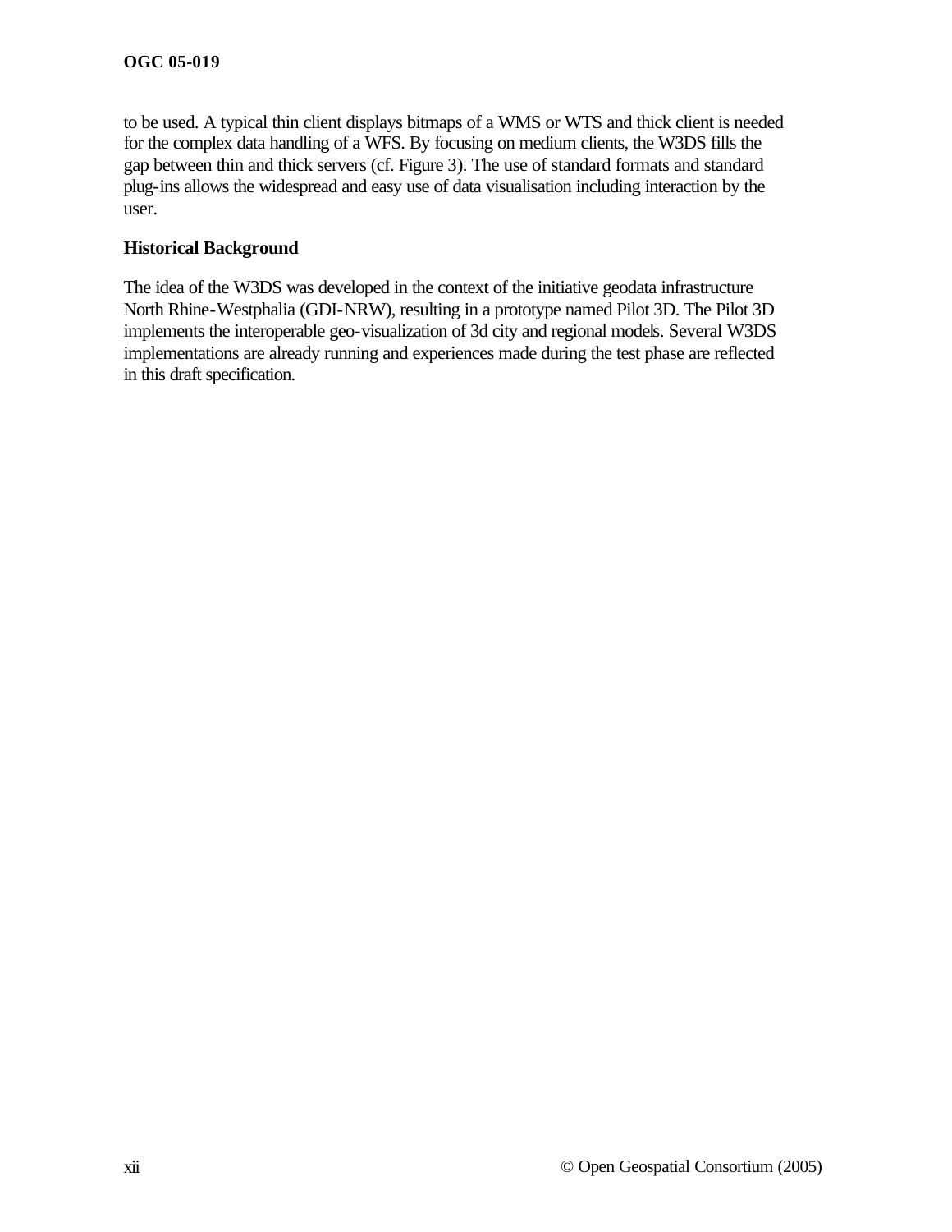to be used. A typical thin client displays bitmaps of a WMS or WTS and thick client is needed for the complex data handling of a WFS. By focusing on medium clients, the W3DS fills the gap between thin and thick servers (cf. Figure 3). The use of standard formats and standard plug-ins allows the widespread and easy use of data visualisation including interaction by the user.

**Historical Background**

The idea of the W3DS was developed in the context of the initiative geodata infrastructure North Rhine-Westphalia (GDI-NRW), resulting in a prototype named Pilot 3D. The Pilot 3D implements the interoperable geo-visualization of 3d city and regional models. Several W3DS implementations are already running and experiences made during the test phase are reflected in this draft specification.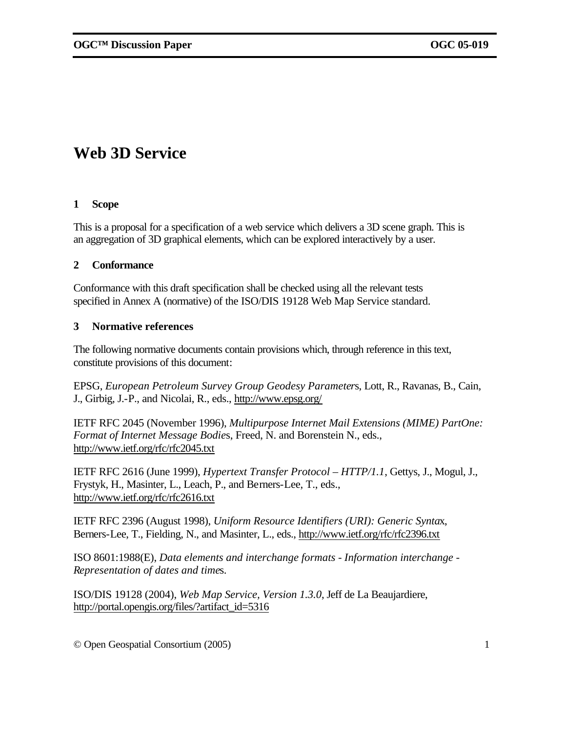# Web 3D Service

## 1 Scope

This is a proposal for a specification of a web service which delivers a 3D scene graph. This is an aggregation of 3D graphical elements, which can be explored interactively by a user.

## 2 Conformance

Conformance with this draft specification shall be checked using all the relevant tests specified in Annex A (normative) of the ISO/DIS 19128 Web Map Service standard.

## 3 Normative references

The following normative documents contain provisions which, through reference in this text, constitute provisions of this document:

EPSG, *European Petroleum Survey Group Geodesy Parameters*, Lott, R., Ravanas, B., Cain, J., Girbig, J.-P., and Nicolai, R., eds., http://www.epsg.org/

IETF RFC 2045 (November 1996), *Multipurpose Internet Mail Extensions (MIME) PartOne: Format of Internet Message Bodies*, Freed, N. and Borenstein N., eds., http://www.ietf.org/rfc/rfc2045.txt

IETF RFC 2616 (June 1999), *Hypertext Transfer Protocol – HTTP/1.1*, Gettys, J., Mogul, J., Frystyk, H., Masinter, L., Leach, P., and Berners-Lee, T., eds., http://www.ietf.org/rfc/rfc2616.txt

IETF RFC 2396 (August 1998), *Uniform Resource Identifiers (URI): Generic Syntax*, Berners-Lee, T., Fielding, N., and Masinter, L., eds., http://www.ietf.org/rfc/rfc2396.txt

ISO 8601:1988(E), *Data elements and interchange formats - Information interchange - Representation of dates and times*.

ISO/DIS 19128 (2004), *Web Map Service, Version 1.3.0*, Jeff de La Beaujardiere, http://portal.opengis.org/files/?artifact_id=5316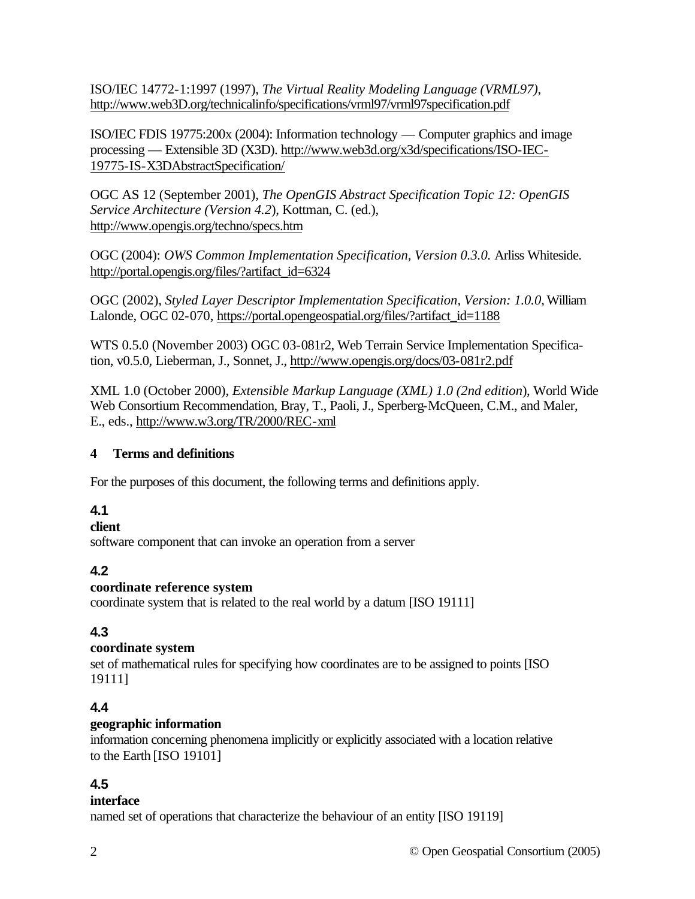ISO/IEC 14772-1:1997 (1997), *The Virtual Reality Modeling Language (VRML97)*, http://www.web3D.org/technicalinfo/specifications/vrml97/vrml97specification.pdf

ISO/IEC FDIS 19775:200x (2004): Information technology — Computer graphics and image processing — Extensible 3D (X3D). http://www.web3d.org/x3d/specifications/ISO-IEC-19775-IS-X3DAbstractSpecification/

OGC AS 12 (September 2001), *The OpenGIS Abstract Specification Topic 12: OpenGIS Service Architecture (Version 4.2)*, Kottman, C. (ed.), http://www.opengis.org/techno/specs.htm

OGC (2004): *OWS Common Implementation Specification, Version 0.3.0.* Arliss Whiteside. http://portal.opengis.org/files/?artifact_id=6324

OGC (2002), *Styled Layer Descriptor Implementation Specification, Version: 1.0.0*, William Lalonde, OGC 02-070, https://portal.opengeospatial.org/files/?artifact_id=1188

WTS 0.5.0 (November 2003) OGC 03-081r2, Web Terrain Service Implementation Specification, v0.5.0, Lieberman, J., Sonnet, J., http://www.opengis.org/docs/03-081r2.pdf

XML 1.0 (October 2000), *Extensible Markup Language (XML) 1.0 (2nd edition)*, World Wide Web Consortium Recommendation, Bray, T., Paoli, J., Sperberg-McQueen, C.M., and Maler, E., eds., http://www.w3.org/TR/2000/REC-xml

## 4 Terms and definitions

For the purposes of this document, the following terms and definitions apply.

### 4.1

**client**

software component that can invoke an operation from a server

### 4.2

**coordinate reference system**

coordinate system that is related to the real world by a datum [ISO 19111]

### 4.3

**coordinate system**

set of mathematical rules for specifying how coordinates are to be assigned to points [ISO 19111]

### 4.4

**geographic information**

information concerning phenomena implicitly or explicitly associated with a location relative to the Earth [ISO 19101]

### 4.5

**interface**

named set of operations that characterize the behaviour of an entity [ISO 19119]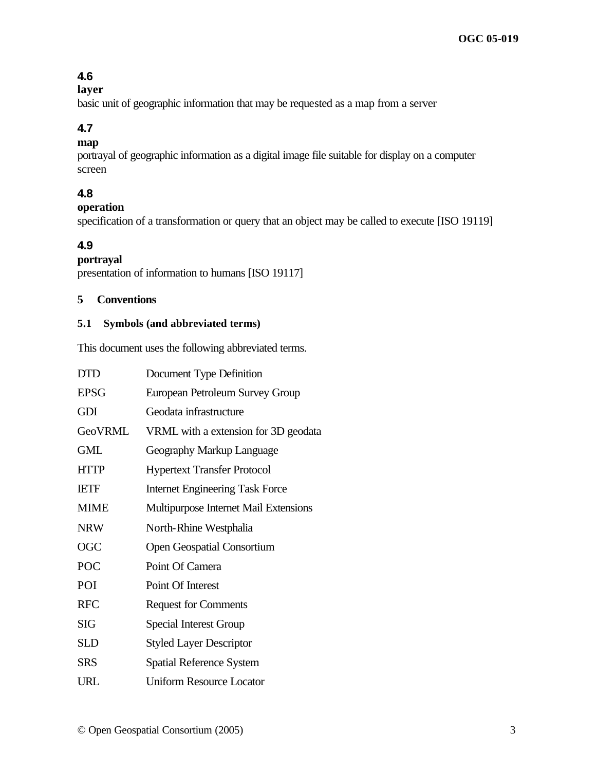### 4.6
**layer**
basic unit of geographic information that may be requested as a map from a server

### 4.7
**map**
portrayal of geographic information as a digital image file suitable for display on a computer screen

### 4.8
**operation**
specification of a transformation or query that an object may be called to execute [ISO 19119]

### 4.9
**portrayal**
presentation of information to humans [ISO 19117]

## 5 Conventions

### 5.1 Symbols (and abbreviated terms)

This document uses the following abbreviated terms.

| | |
|---|---|
| DTD | Document Type Definition |
| EPSG | European Petroleum Survey Group |
| GDI | Geodata infrastructure |
| GeoVRML | VRML with a extension for 3D geodata |
| GML | Geography Markup Language |
| HTTP | Hypertext Transfer Protocol |
| IETF | Internet Engineering Task Force |
| MIME | Multipurpose Internet Mail Extensions |
| NRW | North-Rhine Westphalia |
| OGC | Open Geospatial Consortium |
| POC | Point Of Camera |
| POI | Point Of Interest |
| RFC | Request for Comments |
| SIG | Special Interest Group |
| SLD | Styled Layer Descriptor |
| SRS | Spatial Reference System |
| URL | Uniform Resource Locator |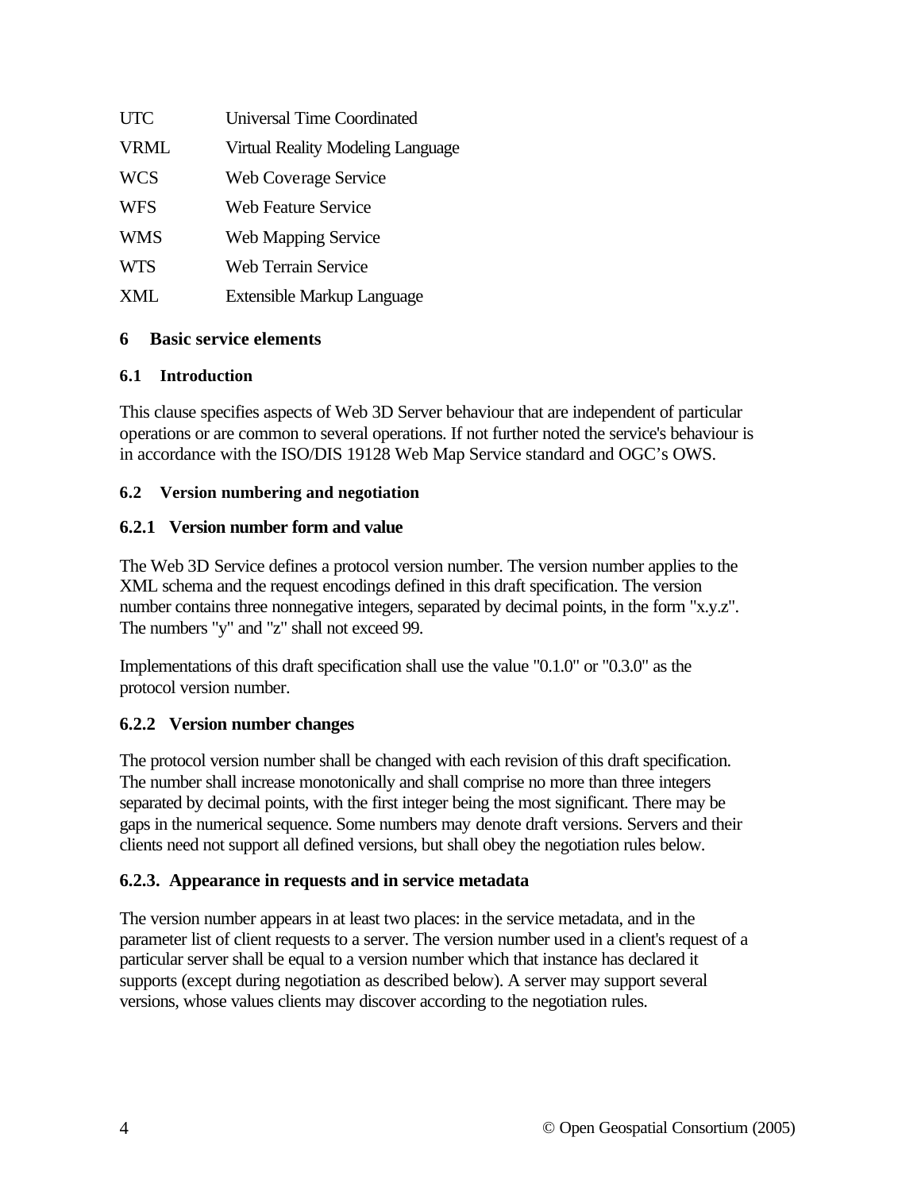| | |
|---|---|
| UTC | Universal Time Coordinated |
| VRML | Virtual Reality Modeling Language |
| WCS | Web Coverage Service |
| WFS | Web Feature Service |
| WMS | Web Mapping Service |
| WTS | Web Terrain Service |
| XML | Extensible Markup Language |

# 6 Basic service elements

## 6.1 Introduction

This clause specifies aspects of Web 3D Server behaviour that are independent of particular operations or are common to several operations. If not further noted the service's behaviour is in accordance with the ISO/DIS 19128 Web Map Service standard and OGC's OWS.

## 6.2 Version numbering and negotiation

### 6.2.1 Version number form and value

The Web 3D Service defines a protocol version number. The version number applies to the XML schema and the request encodings defined in this draft specification. The version number contains three nonnegative integers, separated by decimal points, in the form "x.y.z". The numbers "y" and "z" shall not exceed 99.

Implementations of this draft specification shall use the value "0.1.0" or "0.3.0" as the protocol version number.

### 6.2.2 Version number changes

The protocol version number shall be changed with each revision of this draft specification. The number shall increase monotonically and shall comprise no more than three integers separated by decimal points, with the first integer being the most significant. There may be gaps in the numerical sequence. Some numbers may denote draft versions. Servers and their clients need not support all defined versions, but shall obey the negotiation rules below.

### 6.2.3. Appearance in requests and in service metadata

The version number appears in at least two places: in the service metadata, and in the parameter list of client requests to a server. The version number used in a client's request of a particular server shall be equal to a version number which that instance has declared it supports (except during negotiation as described below). A server may support several versions, whose values clients may discover according to the negotiation rules.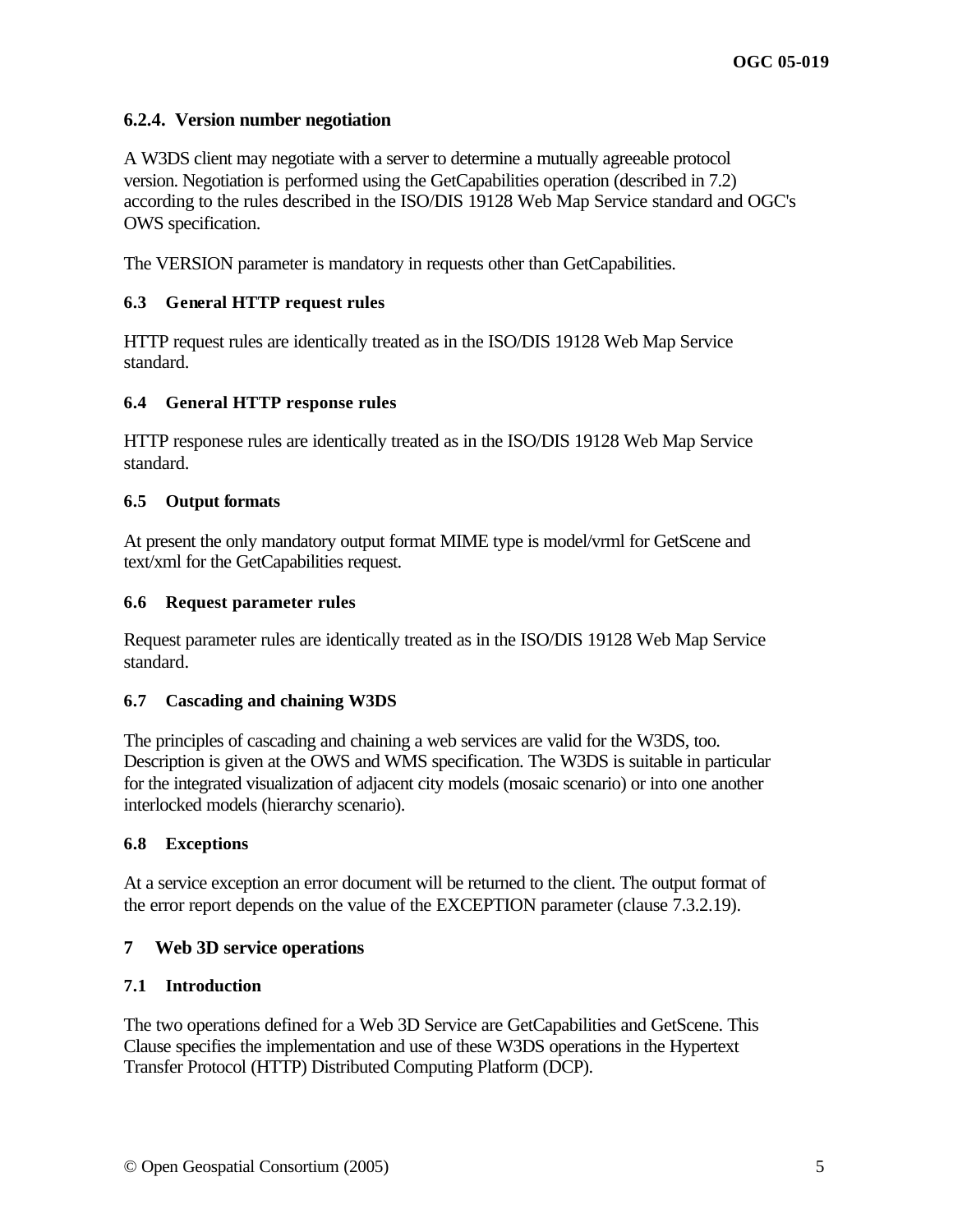### 6.2.4. Version number negotiation

A W3DS client may negotiate with a server to determine a mutually agreeable protocol version. Negotiation is performed using the GetCapabilities operation (described in 7.2) according to the rules described in the ISO/DIS 19128 Web Map Service standard and OGC's OWS specification.

The VERSION parameter is mandatory in requests other than GetCapabilities.

### 6.3 General HTTP request rules

HTTP request rules are identically treated as in the ISO/DIS 19128 Web Map Service standard.

### 6.4 General HTTP response rules

HTTP responese rules are identically treated as in the ISO/DIS 19128 Web Map Service standard.

### 6.5 Output formats

At present the only mandatory output format MIME type is model/vrml for GetScene and text/xml for the GetCapabilities request.

### 6.6 Request parameter rules

Request parameter rules are identically treated as in the ISO/DIS 19128 Web Map Service standard.

### 6.7 Cascading and chaining W3DS

The principles of cascading and chaining a web services are valid for the W3DS, too. Description is given at the OWS and WMS specification. The W3DS is suitable in particular for the integrated visualization of adjacent city models (mosaic scenario) or into one another interlocked models (hierarchy scenario).

### 6.8 Exceptions

At a service exception an error document will be returned to the client. The output format of the error report depends on the value of the EXCEPTION parameter (clause 7.3.2.19).

## 7 Web 3D service operations

### 7.1 Introduction

The two operations defined for a Web 3D Service are GetCapabilities and GetScene. This Clause specifies the implementation and use of these W3DS operations in the Hypertext Transfer Protocol (HTTP) Distributed Computing Platform (DCP).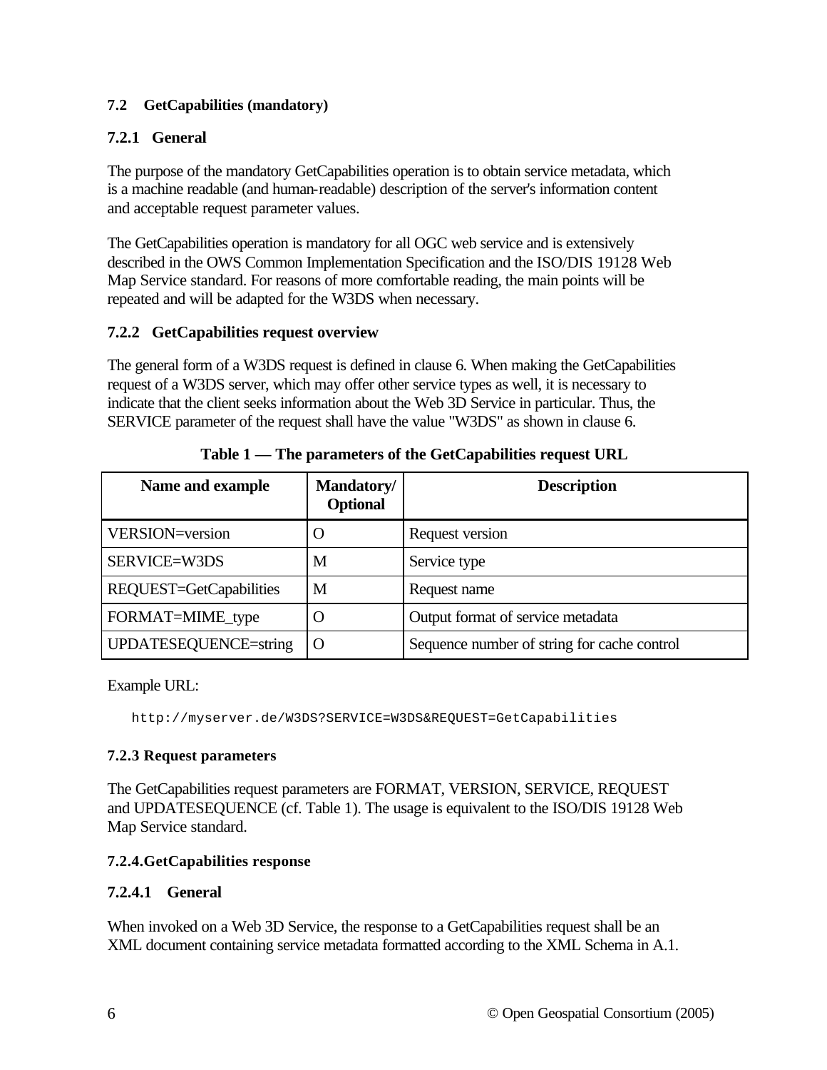### 7.2 GetCapabilities (mandatory)

#### 7.2.1 General

The purpose of the mandatory GetCapabilities operation is to obtain service metadata, which is a machine readable (and human-readable) description of the server's information content and acceptable request parameter values.

The GetCapabilities operation is mandatory for all OGC web service and is extensively described in the OWS Common Implementation Specification and the ISO/DIS 19128 Web Map Service standard. For reasons of more comfortable reading, the main points will be repeated and will be adapted for the W3DS when necessary.

#### 7.2.2 GetCapabilities request overview

The general form of a W3DS request is defined in clause 6. When making the GetCapabilities request of a W3DS server, which may offer other service types as well, it is necessary to indicate that the client seeks information about the Web 3D Service in particular. Thus, the SERVICE parameter of the request shall have the value "W3DS" as shown in clause 6.

**Table 1 — The parameters of the GetCapabilities request URL**

| Name and example | Mandatory/ Optional | Description |
|---|---|---|
| VERSION=version | O | Request version |
| SERVICE=W3DS | M | Service type |
| REQUEST=GetCapabilities | M | Request name |
| FORMAT=MIME_type | O | Output format of service metadata |
| UPDATESEQUENCE=string | O | Sequence number of string for cache control |

Example URL:

```
http://myserver.de/W3DS?SERVICE=W3DS&REQUEST=GetCapabilities
```

#### 7.2.3 Request parameters

The GetCapabilities request parameters are FORMAT, VERSION, SERVICE, REQUEST and UPDATESEQUENCE (cf. Table 1). The usage is equivalent to the ISO/DIS 19128 Web Map Service standard.

#### 7.2.4.GetCapabilities response

##### 7.2.4.1 General

When invoked on a Web 3D Service, the response to a GetCapabilities request shall be an XML document containing service metadata formatted according to the XML Schema in A.1.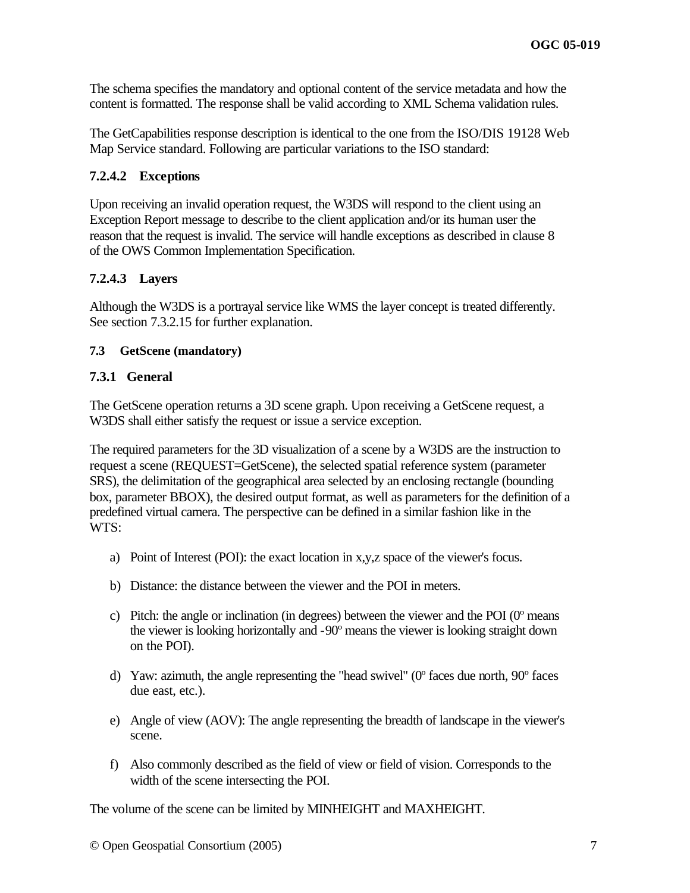The schema specifies the mandatory and optional content of the service metadata and how the content is formatted. The response shall be valid according to XML Schema validation rules.

The GetCapabilities response description is identical to the one from the ISO/DIS 19128 Web Map Service standard. Following are particular variations to the ISO standard:

#### 7.2.4.2 Exceptions

Upon receiving an invalid operation request, the W3DS will respond to the client using an Exception Report message to describe to the client application and/or its human user the reason that the request is invalid. The service will handle exceptions as described in clause 8 of the OWS Common Implementation Specification.

#### 7.2.4.3 Layers

Although the W3DS is a portrayal service like WMS the layer concept is treated differently. See section 7.3.2.15 for further explanation.

## 7.3 GetScene (mandatory)

### 7.3.1 General

The GetScene operation returns a 3D scene graph. Upon receiving a GetScene request, a W3DS shall either satisfy the request or issue a service exception.

The required parameters for the 3D visualization of a scene by a W3DS are the instruction to request a scene (REQUEST=GetScene), the selected spatial reference system (parameter SRS), the delimitation of the geographical area selected by an enclosing rectangle (bounding box, parameter BBOX), the desired output format, as well as parameters for the definition of a predefined virtual camera. The perspective can be defined in a similar fashion like in the WTS:

a) Point of Interest (POI): the exact location in x,y,z space of the viewer's focus.

b) Distance: the distance between the viewer and the POI in meters.

c) Pitch: the angle or inclination (in degrees) between the viewer and the POI (0º means the viewer is looking horizontally and -90º means the viewer is looking straight down on the POI).

d) Yaw: azimuth, the angle representing the "head swivel" (0º faces due north, 90º faces due east, etc.).

e) Angle of view (AOV): The angle representing the breadth of landscape in the viewer's scene.

f) Also commonly described as the field of view or field of vision. Corresponds to the width of the scene intersecting the POI.

The volume of the scene can be limited by MINHEIGHT and MAXHEIGHT.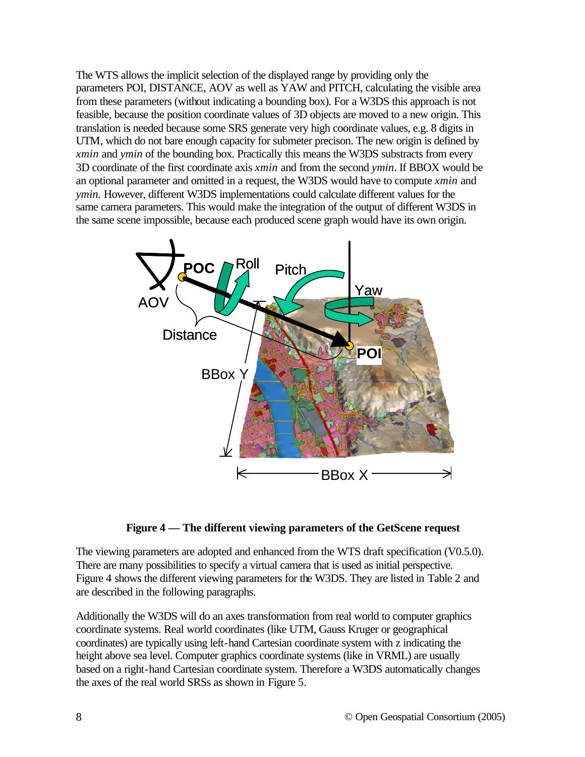The WTS allows the implicit selection of the displayed range by providing only the parameters POI, DISTANCE, AOV as well as YAW and PITCH, calculating the visible area from these parameters (without indicating a bounding box). For a W3DS this approach is not feasible, because the position coordinate values of 3D objects are moved to a new origin. This translation is needed because some SRS generate very high coordinate values, e.g. 8 digits in UTM, which do not bare enough capacity for submeter precison. The new origin is defined by *xmin* and *ymin* of the bounding box. Practically this means the W3DS substracts from every 3D coordinate of the first coordinate axis *xmin* and from the second *ymin*. If BBOX would be an optional parameter and omitted in a request, the W3DS would have to compute *xmin* and *ymin*. However, different W3DS implementations could calculate different values for the same camera parameters. This would make the integration of the output of different W3DS in the same scene impossible, because each produced scene graph would have its own origin.

**Figure 4 — The different viewing parameters of the GetScene request**

The viewing parameters are adopted and enhanced from the WTS draft specification (V0.5.0). There are many possibilities to specify a virtual camera that is used as initial perspective. Figure 4 shows the different viewing parameters for the W3DS. They are listed in Table 2 and are described in the following paragraphs.

Additionally the W3DS will do an axes transformation from real world to computer graphics coordinate systems. Real world coordinates (like UTM, Gauss Kruger or geographical coordinates) are typically using left-hand Cartesian coordinate system with z indicating the height above sea level. Computer graphics coordinate systems (like in VRML) are usually based on a right-hand Cartesian coordinate system. Therefore a W3DS automatically changes the axes of the real world SRSs as shown in Figure 5.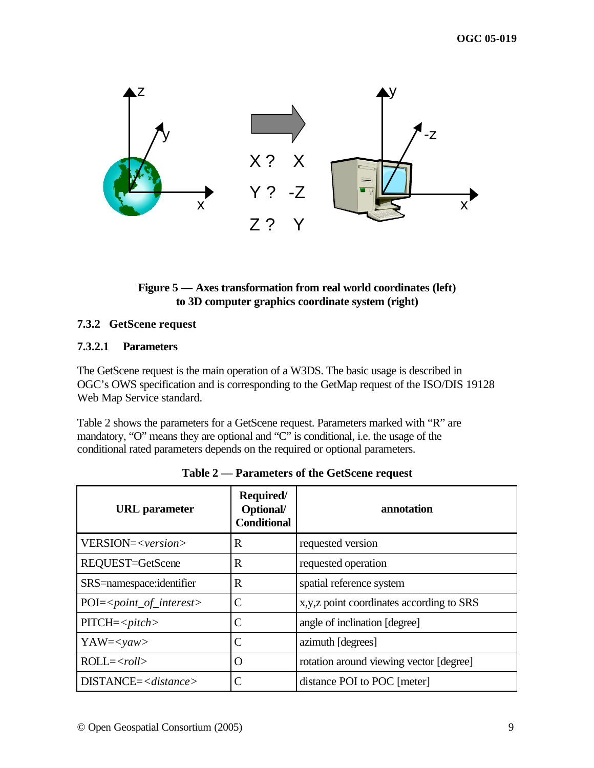X ? X

Y ? -Z

Z ? Y

**Figure 5 — Axes transformation from real world coordinates (left) to 3D computer graphics coordinate system (right)**

### 7.3.2 GetScene request

#### 7.3.2.1 Parameters

The GetScene request is the main operation of a W3DS. The basic usage is described in OGC's OWS specification and is corresponding to the GetMap request of the ISO/DIS 19128 Web Map Service standard.

Table 2 shows the parameters for a GetScene request. Parameters marked with "R" are mandatory, "O" means they are optional and "C" is conditional, i.e. the usage of the conditional rated parameters depends on the required or optional parameters.

**Table 2 — Parameters of the GetScene request**

| URL parameter | Required/ Optional/ Conditional | annotation |
|---|---|---|
| VERSION=*<version>* | R | requested version |
| REQUEST=GetScene | R | requested operation |
| SRS=namespace:identifier | R | spatial reference system |
| POI=*<point_of_interest>* | C | x,y,z point coordinates according to SRS |
| PITCH=*<pitch>* | C | angle of inclination [degree] |
| YAW=*<yaw>* | C | azimuth [degrees] |
| ROLL=*<roll>* | O | rotation around viewing vector [degree] |
| DISTANCE=*<distance>* | C | distance POI to POC [meter] |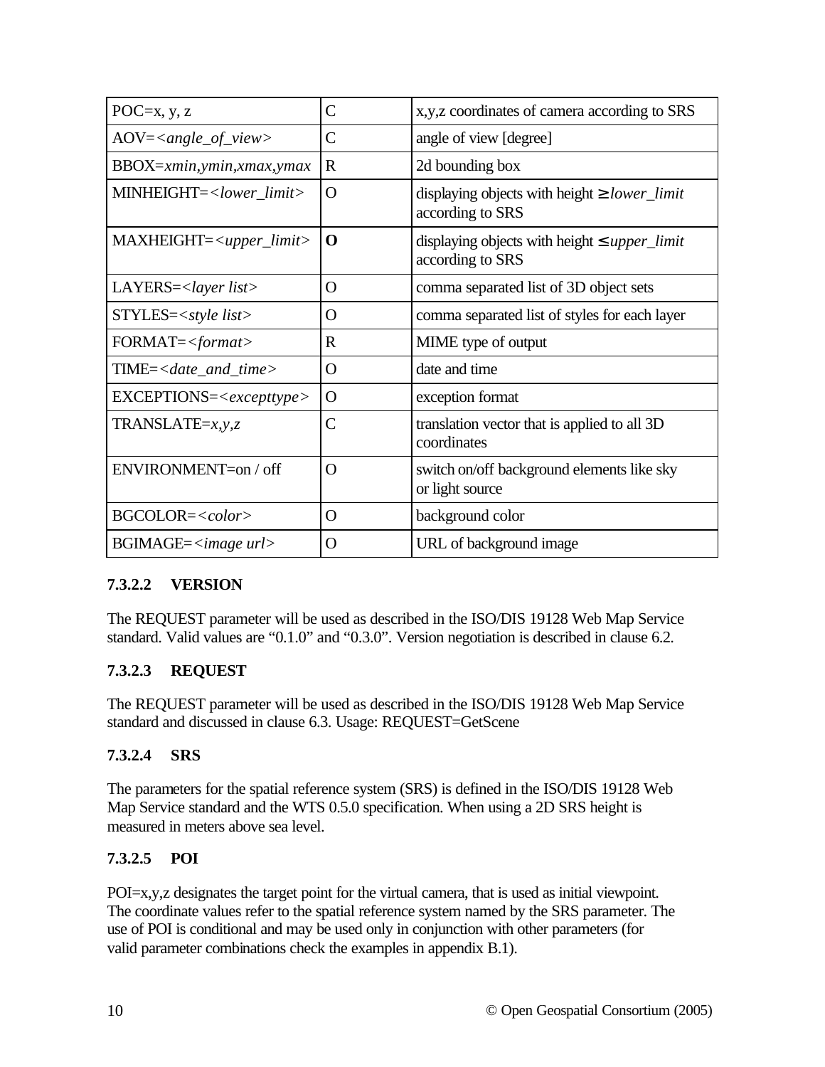| | | |
|---|---|---|
| POC=x, y, z | C | x,y,z coordinates of camera according to SRS |
| AOV=*<angle_of_view>* | C | angle of view [degree] |
| BBOX=*xmin,ymin,xmax,ymax* | R | 2d bounding box |
| MINHEIGHT=*<lower_limit>* | O | displaying objects with height ≥ *lower_limit* according to SRS |
| MAXHEIGHT=*<upper_limit>* | **O** | displaying objects with height ≤ *upper_limit* according to SRS |
| LAYERS=*<layer list>* | O | comma separated list of 3D object sets |
| STYLES=*<style list>* | O | comma separated list of styles for each layer |
| FORMAT=*<format>* | R | MIME type of output |
| TIME=*<date_and_time>* | O | date and time |
| EXCEPTIONS=*<excepttype>* | O | exception format |
| TRANSLATE=*x,y,z* | C | translation vector that is applied to all 3D coordinates |
| ENVIRONMENT=on / off | O | switch on/off background elements like sky or light source |
| BGCOLOR=*<color>* | O | background color |
| BGIMAGE=*<image url>* | O | URL of background image |

#### 7.3.2.2 VERSION

The REQUEST parameter will be used as described in the ISO/DIS 19128 Web Map Service standard. Valid values are “0.1.0” and “0.3.0”. Version negotiation is described in clause 6.2.

#### 7.3.2.3 REQUEST

The REQUEST parameter will be used as described in the ISO/DIS 19128 Web Map Service standard and discussed in clause 6.3. Usage: REQUEST=GetScene

#### 7.3.2.4 SRS

The parameters for the spatial reference system (SRS) is defined in the ISO/DIS 19128 Web Map Service standard and the WTS 0.5.0 specification. When using a 2D SRS height is measured in meters above sea level.

#### 7.3.2.5 POI

POI=x,y,z designates the target point for the virtual camera, that is used as initial viewpoint. The coordinate values refer to the spatial reference system named by the SRS parameter. The use of POI is conditional and may be used only in conjunction with other parameters (for valid parameter combinations check the examples in appendix B.1).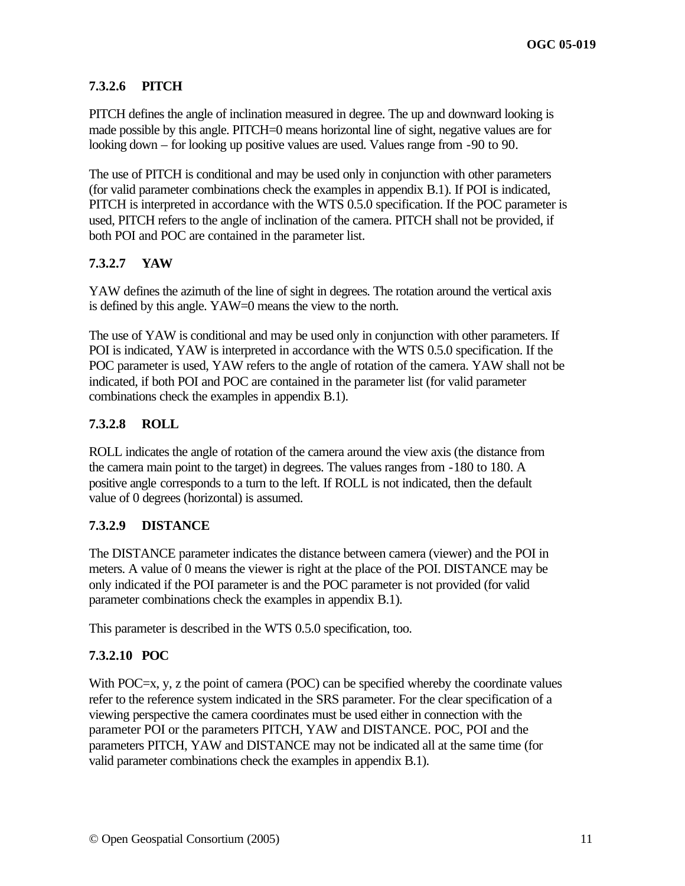#### 7.3.2.6 PITCH

PITCH defines the angle of inclination measured in degree. The up and downward looking is made possible by this angle. PITCH=0 means horizontal line of sight, negative values are for looking down – for looking up positive values are used. Values range from -90 to 90.

The use of PITCH is conditional and may be used only in conjunction with other parameters (for valid parameter combinations check the examples in appendix B.1). If POI is indicated, PITCH is interpreted in accordance with the WTS 0.5.0 specification. If the POC parameter is used, PITCH refers to the angle of inclination of the camera. PITCH shall not be provided, if both POI and POC are contained in the parameter list.

#### 7.3.2.7 YAW

YAW defines the azimuth of the line of sight in degrees. The rotation around the vertical axis is defined by this angle. YAW=0 means the view to the north.

The use of YAW is conditional and may be used only in conjunction with other parameters. If POI is indicated, YAW is interpreted in accordance with the WTS 0.5.0 specification. If the POC parameter is used, YAW refers to the angle of rotation of the camera. YAW shall not be indicated, if both POI and POC are contained in the parameter list (for valid parameter combinations check the examples in appendix B.1).

#### 7.3.2.8 ROLL

ROLL indicates the angle of rotation of the camera around the view axis (the distance from the camera main point to the target) in degrees. The values ranges from -180 to 180. A positive angle corresponds to a turn to the left. If ROLL is not indicated, then the default value of 0 degrees (horizontal) is assumed.

#### 7.3.2.9 DISTANCE

The DISTANCE parameter indicates the distance between camera (viewer) and the POI in meters. A value of 0 means the viewer is right at the place of the POI. DISTANCE may be only indicated if the POI parameter is and the POC parameter is not provided (for valid parameter combinations check the examples in appendix B.1).

This parameter is described in the WTS 0.5.0 specification, too.

#### 7.3.2.10 POC

With POC=x, y, z the point of camera (POC) can be specified whereby the coordinate values refer to the reference system indicated in the SRS parameter. For the clear specification of a viewing perspective the camera coordinates must be used either in connection with the parameter POI or the parameters PITCH, YAW and DISTANCE. POC, POI and the parameters PITCH, YAW and DISTANCE may not be indicated all at the same time (for valid parameter combinations check the examples in appendix B.1).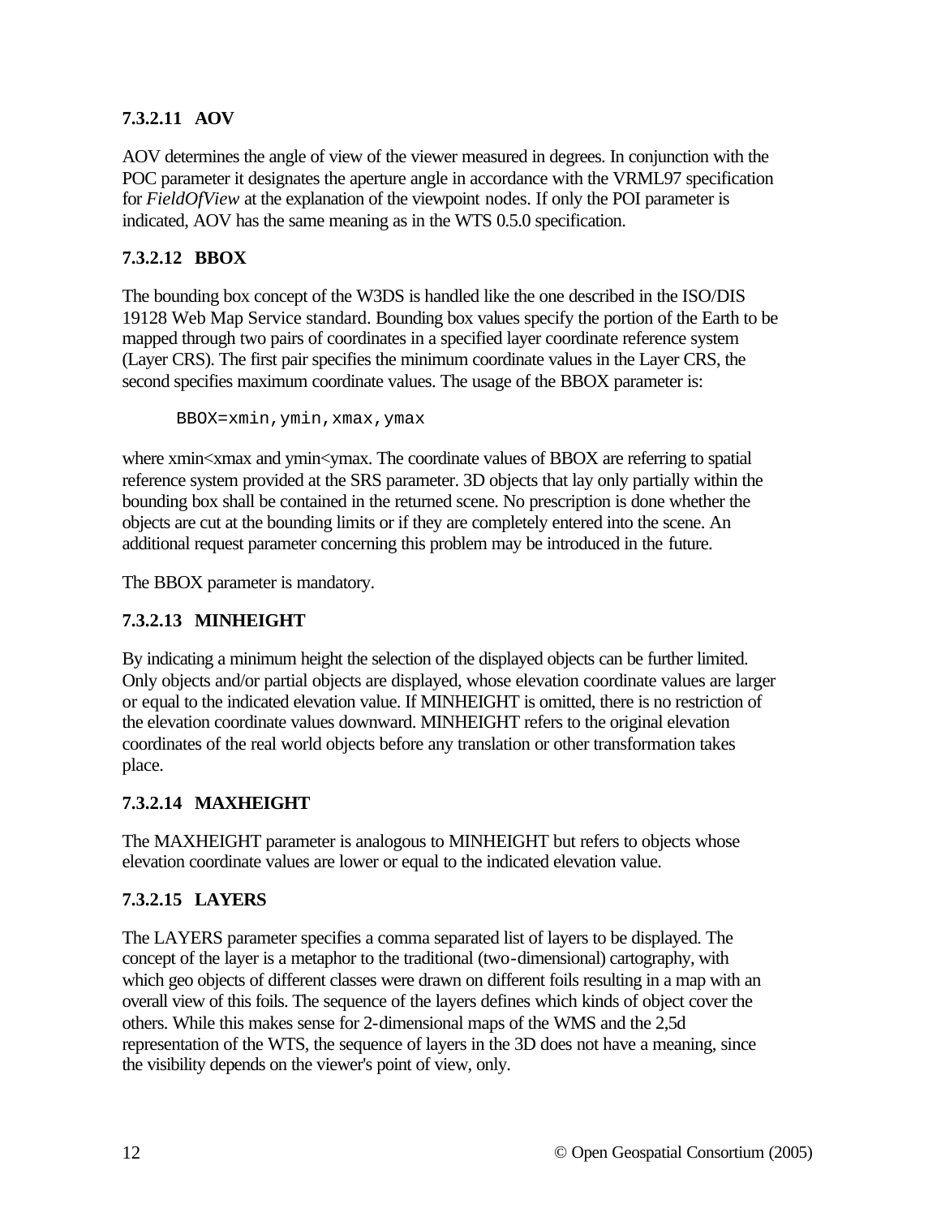#### 7.3.2.11 AOV

AOV determines the angle of view of the viewer measured in degrees. In conjunction with the POC parameter it designates the aperture angle in accordance with the VRML97 specification for *FieldOfView* at the explanation of the viewpoint nodes. If only the POI parameter is indicated, AOV has the same meaning as in the WTS 0.5.0 specification.

#### 7.3.2.12 BBOX

The bounding box concept of the W3DS is handled like the one described in the ISO/DIS 19128 Web Map Service standard. Bounding box values specify the portion of the Earth to be mapped through two pairs of coordinates in a specified layer coordinate reference system (Layer CRS). The first pair specifies the minimum coordinate values in the Layer CRS, the second specifies maximum coordinate values. The usage of the BBOX parameter is:

```
BBOX=xmin,ymin,xmax,ymax
```

where xmin<xmax and ymin<ymax. The coordinate values of BBOX are referring to spatial reference system provided at the SRS parameter. 3D objects that lay only partially within the bounding box shall be contained in the returned scene. No prescription is done whether the objects are cut at the bounding limits or if they are completely entered into the scene. An additional request parameter concerning this problem may be introduced in the future.

The BBOX parameter is mandatory.

#### 7.3.2.13 MINHEIGHT

By indicating a minimum height the selection of the displayed objects can be further limited. Only objects and/or partial objects are displayed, whose elevation coordinate values are larger or equal to the indicated elevation value. If MINHEIGHT is omitted, there is no restriction of the elevation coordinate values downward. MINHEIGHT refers to the original elevation coordinates of the real world objects before any translation or other transformation takes place.

#### 7.3.2.14 MAXHEIGHT

The MAXHEIGHT parameter is analogous to MINHEIGHT but refers to objects whose elevation coordinate values are lower or equal to the indicated elevation value.

#### 7.3.2.15 LAYERS

The LAYERS parameter specifies a comma separated list of layers to be displayed. The concept of the layer is a metaphor to the traditional (two-dimensional) cartography, with which geo objects of different classes were drawn on different foils resulting in a map with an overall view of this foils. The sequence of the layers defines which kinds of object cover the others. While this makes sense for 2-dimensional maps of the WMS and the 2,5d representation of the WTS, the sequence of layers in the 3D does not have a meaning, since the visibility depends on the viewer's point of view, only.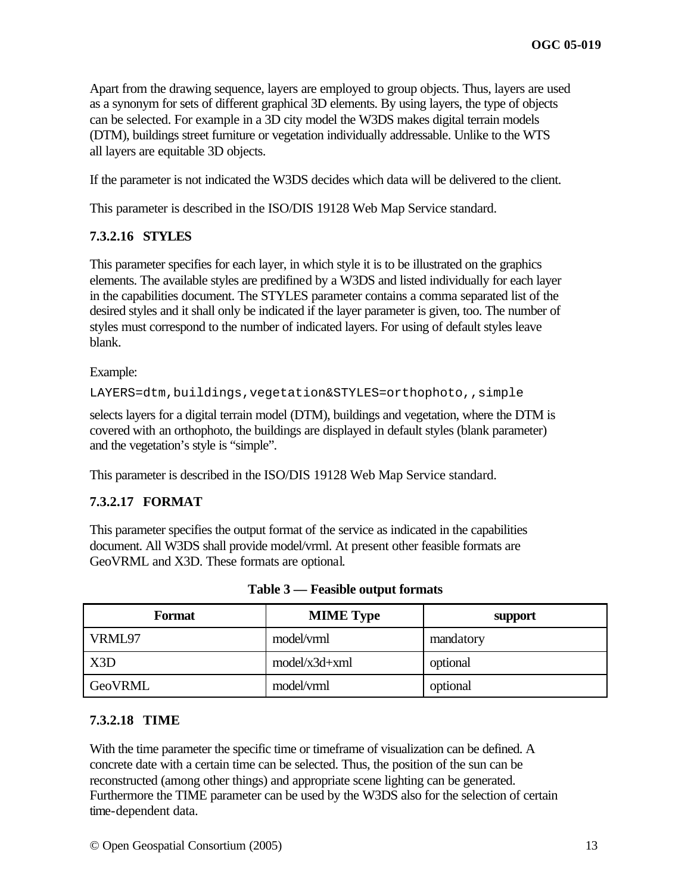Apart from the drawing sequence, layers are employed to group objects. Thus, layers are used as a synonym for sets of different graphical 3D elements. By using layers, the type of objects can be selected. For example in a 3D city model the W3DS makes digital terrain models (DTM), buildings street furniture or vegetation individually addressable. Unlike to the WTS all layers are equitable 3D objects.

If the parameter is not indicated the W3DS decides which data will be delivered to the client.

This parameter is described in the ISO/DIS 19128 Web Map Service standard.

#### 7.3.2.16 STYLES

This parameter specifies for each layer, in which style it is to be illustrated on the graphics elements. The available styles are predifined by a W3DS and listed individually for each layer in the capabilities document. The STYLES parameter contains a comma separated list of the desired styles and it shall only be indicated if the layer parameter is given, too. The number of styles must correspond to the number of indicated layers. For using of default styles leave blank.

Example:

```
LAYERS=dtm,buildings,vegetation&STYLES=orthophoto,,simple
```

selects layers for a digital terrain model (DTM), buildings and vegetation, where the DTM is covered with an orthophoto, the buildings are displayed in default styles (blank parameter) and the vegetation's style is "simple".

This parameter is described in the ISO/DIS 19128 Web Map Service standard.

#### 7.3.2.17 FORMAT

This parameter specifies the output format of the service as indicated in the capabilities document. All W3DS shall provide model/vrml. At present other feasible formats are GeoVRML and X3D. These formats are optional.

**Table 3 — Feasible output formats**

| Format | MIME Type | support |
|---|---|---|
| VRML97 | model/vrml | mandatory |
| X3D | model/x3d+xml | optional |
| GeoVRML | model/vrml | optional |

#### 7.3.2.18 TIME

With the time parameter the specific time or timeframe of visualization can be defined. A concrete date with a certain time can be selected. Thus, the position of the sun can be reconstructed (among other things) and appropriate scene lighting can be generated. Furthermore the TIME parameter can be used by the W3DS also for the selection of certain time-dependent data.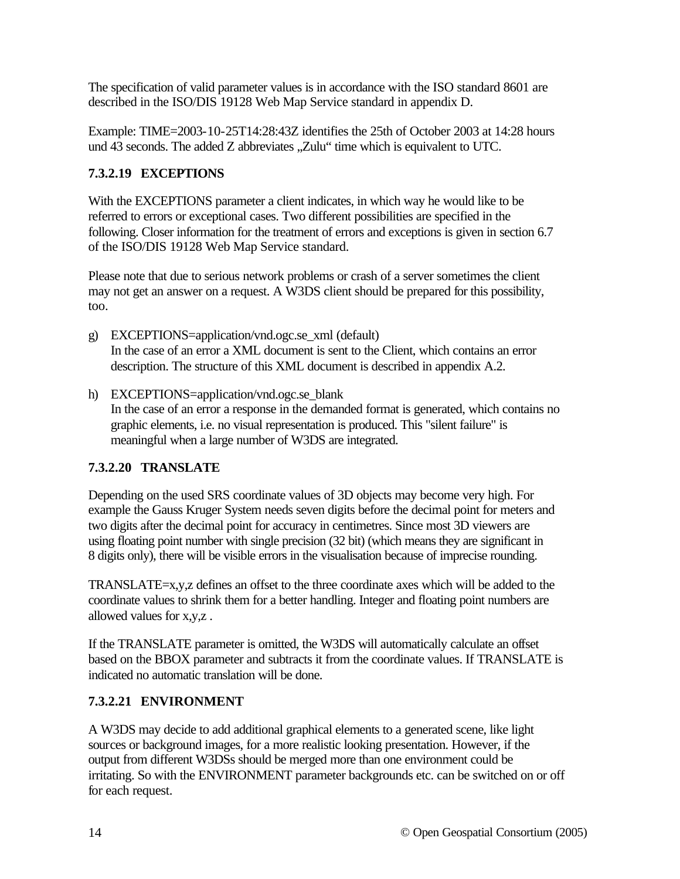The specification of valid parameter values is in accordance with the ISO standard 8601 are described in the ISO/DIS 19128 Web Map Service standard in appendix D.

Example: TIME=2003-10-25T14:28:43Z identifies the 25th of October 2003 at 14:28 hours und 43 seconds. The added Z abbreviates „Zulu“ time which is equivalent to UTC.

#### 7.3.2.19 EXCEPTIONS

With the EXCEPTIONS parameter a client indicates, in which way he would like to be referred to errors or exceptional cases. Two different possibilities are specified in the following. Closer information for the treatment of errors and exceptions is given in section 6.7 of the ISO/DIS 19128 Web Map Service standard.

Please note that due to serious network problems or crash of a server sometimes the client may not get an answer on a request. A W3DS client should be prepared for this possibility, too.

g) EXCEPTIONS=application/vnd.ogc.se_xml (default)
   In the case of an error a XML document is sent to the Client, which contains an error description. The structure of this XML document is described in appendix A.2.

h) EXCEPTIONS=application/vnd.ogc.se_blank
   In the case of an error a response in the demanded format is generated, which contains no graphic elements, i.e. no visual representation is produced. This "silent failure" is meaningful when a large number of W3DS are integrated.

#### 7.3.2.20 TRANSLATE

Depending on the used SRS coordinate values of 3D objects may become very high. For example the Gauss Kruger System needs seven digits before the decimal point for meters and two digits after the decimal point for accuracy in centimetres. Since most 3D viewers are using floating point number with single precision (32 bit) (which means they are significant in 8 digits only), there will be visible errors in the visualisation because of imprecise rounding.

TRANSLATE=x,y,z defines an offset to the three coordinate axes which will be added to the coordinate values to shrink them for a better handling. Integer and floating point numbers are allowed values for x,y,z .

If the TRANSLATE parameter is omitted, the W3DS will automatically calculate an offset based on the BBOX parameter and subtracts it from the coordinate values. If TRANSLATE is indicated no automatic translation will be done.

#### 7.3.2.21 ENVIRONMENT

A W3DS may decide to add additional graphical elements to a generated scene, like light sources or background images, for a more realistic looking presentation. However, if the output from different W3DSs should be merged more than one environment could be irritating. So with the ENVIRONMENT parameter backgrounds etc. can be switched on or off for each request.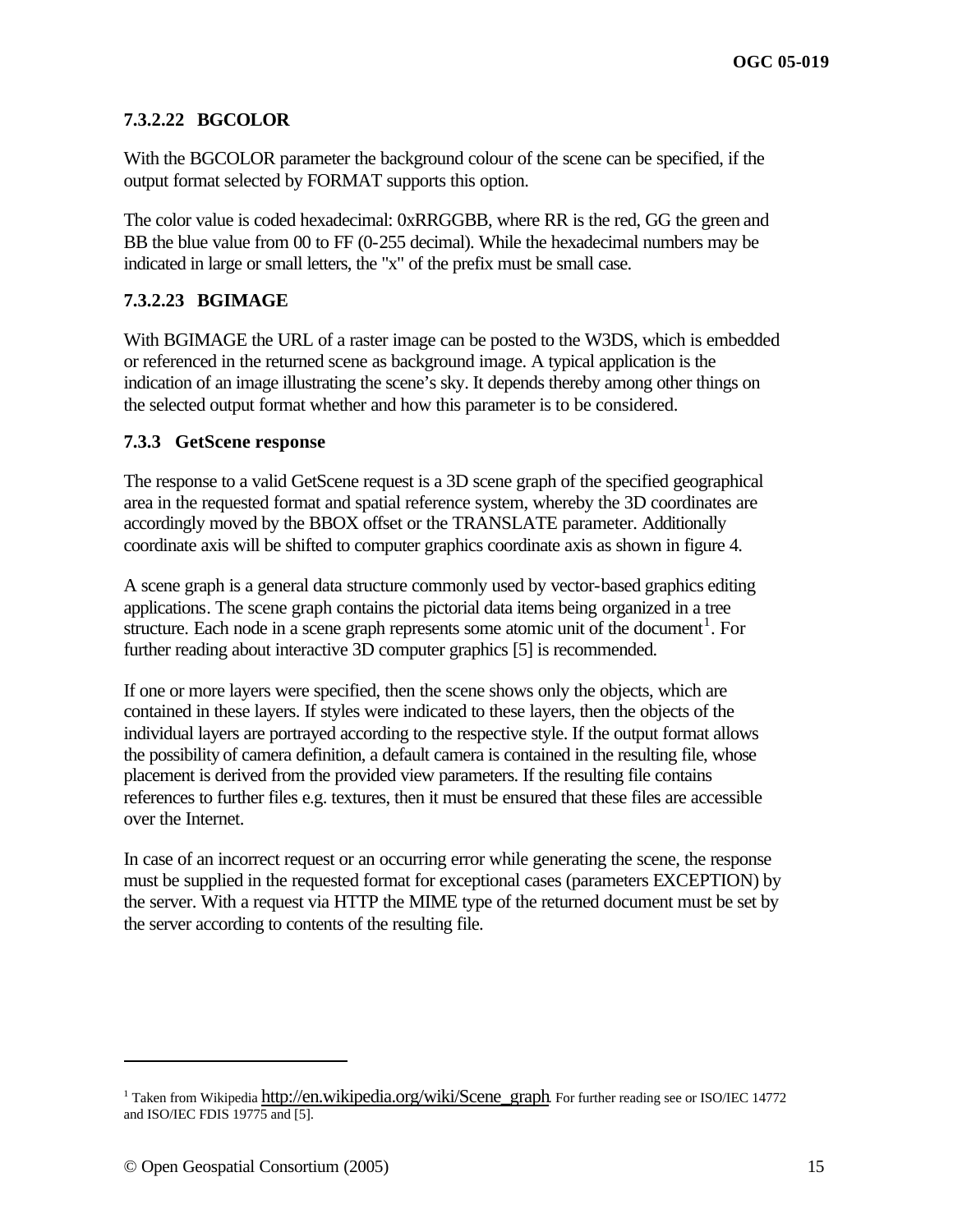#### 7.3.2.22 BGCOLOR

With the BGCOLOR parameter the background colour of the scene can be specified, if the output format selected by FORMAT supports this option.

The color value is coded hexadecimal: 0xRRGGBB, where RR is the red, GG the green and BB the blue value from 00 to FF (0-255 decimal). While the hexadecimal numbers may be indicated in large or small letters, the "x" of the prefix must be small case.

#### 7.3.2.23 BGIMAGE

With BGIMAGE the URL of a raster image can be posted to the W3DS, which is embedded or referenced in the returned scene as background image. A typical application is the indication of an image illustrating the scene's sky. It depends thereby among other things on the selected output format whether and how this parameter is to be considered.

### 7.3.3 GetScene response

The response to a valid GetScene request is a 3D scene graph of the specified geographical area in the requested format and spatial reference system, whereby the 3D coordinates are accordingly moved by the BBOX offset or the TRANSLATE parameter. Additionally coordinate axis will be shifted to computer graphics coordinate axis as shown in figure 4.

A scene graph is a general data structure commonly used by vector-based graphics editing applications. The scene graph contains the pictorial data items being organized in a tree structure. Each node in a scene graph represents some atomic unit of the document[1]. For further reading about interactive 3D computer graphics [5] is recommended.

If one or more layers were specified, then the scene shows only the objects, which are contained in these layers. If styles were indicated to these layers, then the objects of the individual layers are portrayed according to the respective style. If the output format allows the possibility of camera definition, a default camera is contained in the resulting file, whose placement is derived from the provided view parameters. If the resulting file contains references to further files e.g. textures, then it must be ensured that these files are accessible over the Internet.

In case of an incorrect request or an occurring error while generating the scene, the response must be supplied in the requested format for exceptional cases (parameters EXCEPTION) by the server. With a request via HTTP the MIME type of the returned document must be set by the server according to contents of the resulting file.

---

[1] Taken from Wikipedia http://en.wikipedia.org/wiki/Scene_graph. For further reading see or ISO/IEC 14772 and ISO/IEC FDIS 19775 and [5].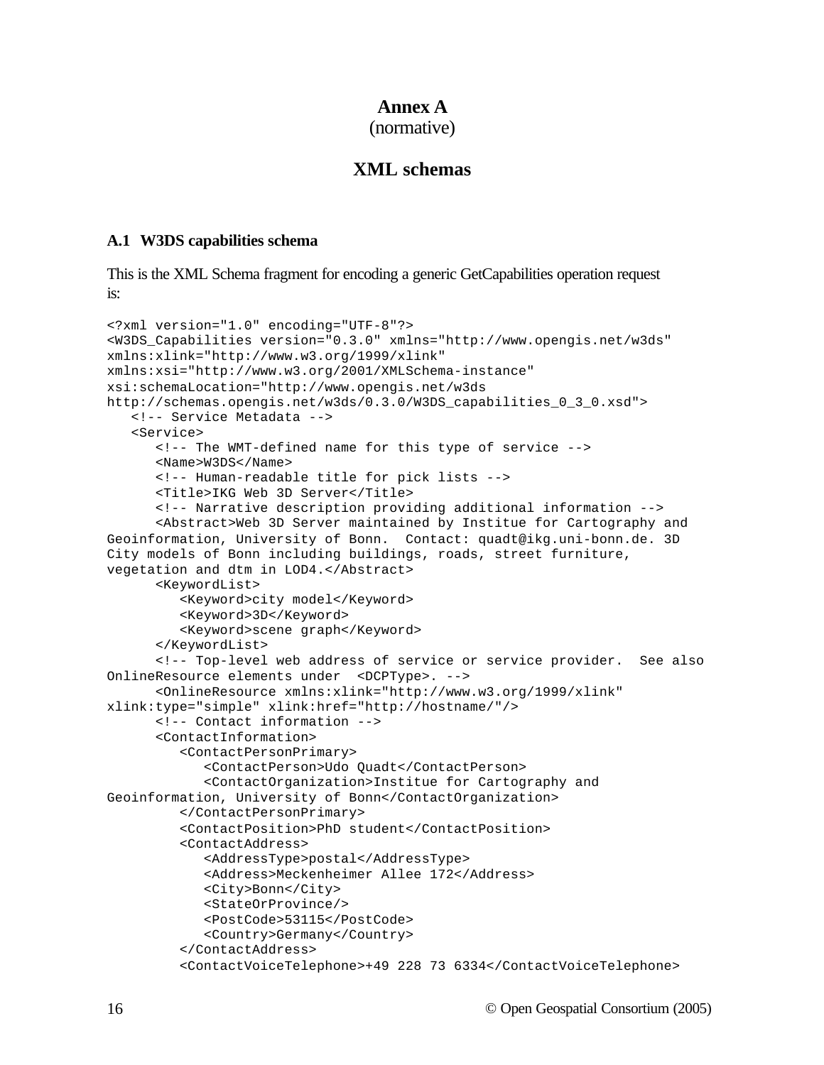# Annex A
(normative)

# XML schemas

## A.1 W3DS capabilities schema

This is the XML Schema fragment for encoding a generic GetCapabilities operation request is:

```
<?xml version="1.0" encoding="UTF-8"?>
<W3DS_Capabilities version="0.3.0" xmlns="http://www.opengis.net/w3ds"
xmlns:xlink="http://www.w3.org/1999/xlink"
xmlns:xsi="http://www.w3.org/2001/XMLSchema-instance"
xsi:schemaLocation="http://www.opengis.net/w3ds
http://schemas.opengis.net/w3ds/0.3.0/W3DS_capabilities_0_3_0.xsd">
   <!-- Service Metadata -->
   <Service>
      <!-- The WMT-defined name for this type of service -->
      <Name>W3DS</Name>
      <!-- Human-readable title for pick lists -->
      <Title>IKG Web 3D Server</Title>
      <!-- Narrative description providing additional information -->
      <Abstract>Web 3D Server maintained by Institue for Cartography and
Geoinformation, University of Bonn.  Contact: quadt@ikg.uni-bonn.de. 3D
City models of Bonn including buildings, roads, street furniture,
vegetation and dtm in LOD4.</Abstract>
      <KeywordList>
         <Keyword>city model</Keyword>
         <Keyword>3D</Keyword>
         <Keyword>scene graph</Keyword>
      </KeywordList>
      <!-- Top-level web address of service or service provider.  See also
OnlineResource elements under  <DCPType>. -->
      <OnlineResource xmlns:xlink="http://www.w3.org/1999/xlink"
xlink:type="simple" xlink:href="http://hostname/"/>
      <!-- Contact information -->
      <ContactInformation>
         <ContactPersonPrimary>
            <ContactPerson>Udo Quadt</ContactPerson>
            <ContactOrganization>Institue for Cartography and
Geoinformation, University of Bonn</ContactOrganization>
         </ContactPersonPrimary>
         <ContactPosition>PhD student</ContactPosition>
         <ContactAddress>
            <AddressType>postal</AddressType>
            <Address>Meckenheimer Allee 172</Address>
            <City>Bonn</City>
            <StateOrProvince/>
            <PostCode>53115</PostCode>
            <Country>Germany</Country>
         </ContactAddress>
         <ContactVoiceTelephone>+49 228 73 6334</ContactVoiceTelephone>
```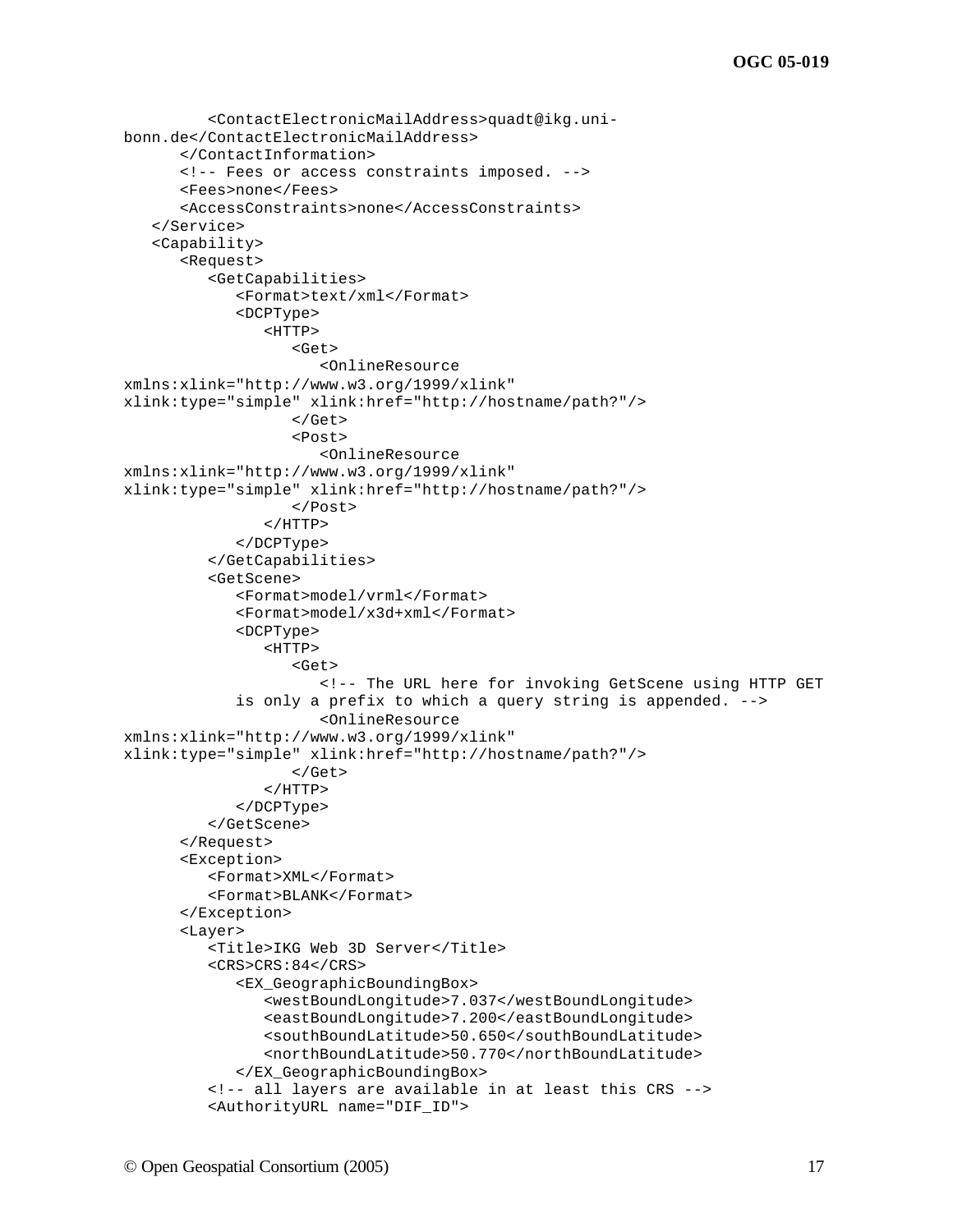```
         <ContactElectronicMailAddress>quadt@ikg.uni-
bonn.de</ContactElectronicMailAddress>
      </ContactInformation>
      <!-- Fees or access constraints imposed. -->
      <Fees>none</Fees>
      <AccessConstraints>none</AccessConstraints>
   </Service>
   <Capability>
      <Request>
         <GetCapabilities>
            <Format>text/xml</Format>
            <DCPType>
               <HTTP>
                  <Get>
                     <OnlineResource
xmlns:xlink="http://www.w3.org/1999/xlink"
xlink:type="simple" xlink:href="http://hostname/path?"/>
                  </Get>
                  <Post>
                     <OnlineResource
xmlns:xlink="http://www.w3.org/1999/xlink"
xlink:type="simple" xlink:href="http://hostname/path?"/>
                  </Post>
               </HTTP>
            </DCPType>
         </GetCapabilities>
         <GetScene>
            <Format>model/vrml</Format>
            <Format>model/x3d+xml</Format>
            <DCPType>
               <HTTP>
                  <Get>
                     <!-- The URL here for invoking GetScene using HTTP GET
            is only a prefix to which a query string is appended. -->
                     <OnlineResource
xmlns:xlink="http://www.w3.org/1999/xlink"
xlink:type="simple" xlink:href="http://hostname/path?"/>
                  </Get>
               </HTTP>
            </DCPType>
         </GetScene>
      </Request>
      <Exception>
         <Format>XML</Format>
         <Format>BLANK</Format>
      </Exception>
      <Layer>
         <Title>IKG Web 3D Server</Title>
         <CRS>CRS:84</CRS>
            <EX_GeographicBoundingBox>
               <westBoundLongitude>7.037</westBoundLongitude>
               <eastBoundLongitude>7.200</eastBoundLongitude>
               <southBoundLatitude>50.650</southBoundLatitude>
               <northBoundLatitude>50.770</northBoundLatitude>
            </EX_GeographicBoundingBox>
         <!-- all layers are available in at least this CRS -->
         <AuthorityURL name="DIF_ID">
```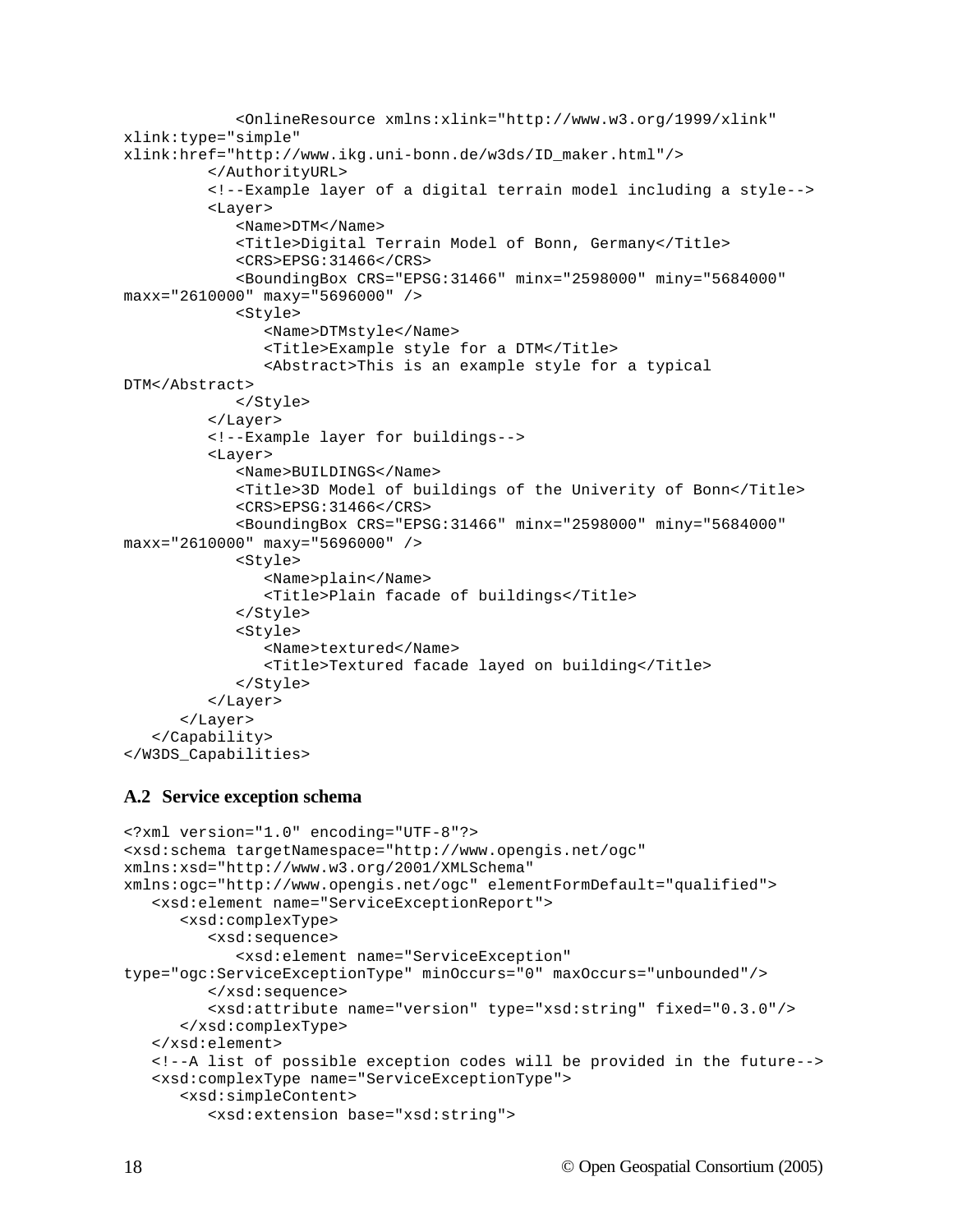```
            <OnlineResource xmlns:xlink="http://www.w3.org/1999/xlink"
xlink:type="simple"
xlink:href="http://www.ikg.uni-bonn.de/w3ds/ID_maker.html"/>
         </AuthorityURL>
         <!--Example layer of a digital terrain model including a style-->
         <Layer>
            <Name>DTM</Name>
            <Title>Digital Terrain Model of Bonn, Germany</Title>
            <CRS>EPSG:31466</CRS>
            <BoundingBox CRS="EPSG:31466" minx="2598000" miny="5684000"
maxx="2610000" maxy="5696000" />
            <Style>
               <Name>DTMstyle</Name>
               <Title>Example style for a DTM</Title>
               <Abstract>This is an example style for a typical
DTM</Abstract>
            </Style>
         </Layer>
         <!--Example layer for buildings-->
         <Layer>
            <Name>BUILDINGS</Name>
            <Title>3D Model of buildings of the Univerity of Bonn</Title>
            <CRS>EPSG:31466</CRS>
            <BoundingBox CRS="EPSG:31466" minx="2598000" miny="5684000"
maxx="2610000" maxy="5696000" />
            <Style>
               <Name>plain</Name>
               <Title>Plain facade of buildings</Title>
            </Style>
            <Style>
               <Name>textured</Name>
               <Title>Textured facade layed on building</Title>
            </Style>
         </Layer>
      </Layer>
   </Capability>
</W3DS_Capabilities>
```

### A.2 Service exception schema

```
<?xml version="1.0" encoding="UTF-8"?>
<xsd:schema targetNamespace="http://www.opengis.net/ogc"
xmlns:xsd="http://www.w3.org/2001/XMLSchema"
xmlns:ogc="http://www.opengis.net/ogc" elementFormDefault="qualified">
   <xsd:element name="ServiceExceptionReport">
      <xsd:complexType>
         <xsd:sequence>
            <xsd:element name="ServiceException"
type="ogc:ServiceExceptionType" minOccurs="0" maxOccurs="unbounded"/>
         </xsd:sequence>
         <xsd:attribute name="version" type="xsd:string" fixed="0.3.0"/>
      </xsd:complexType>
   </xsd:element>
   <!--A list of possible exception codes will be provided in the future-->
   <xsd:complexType name="ServiceExceptionType">
      <xsd:simpleContent>
         <xsd:extension base="xsd:string">
```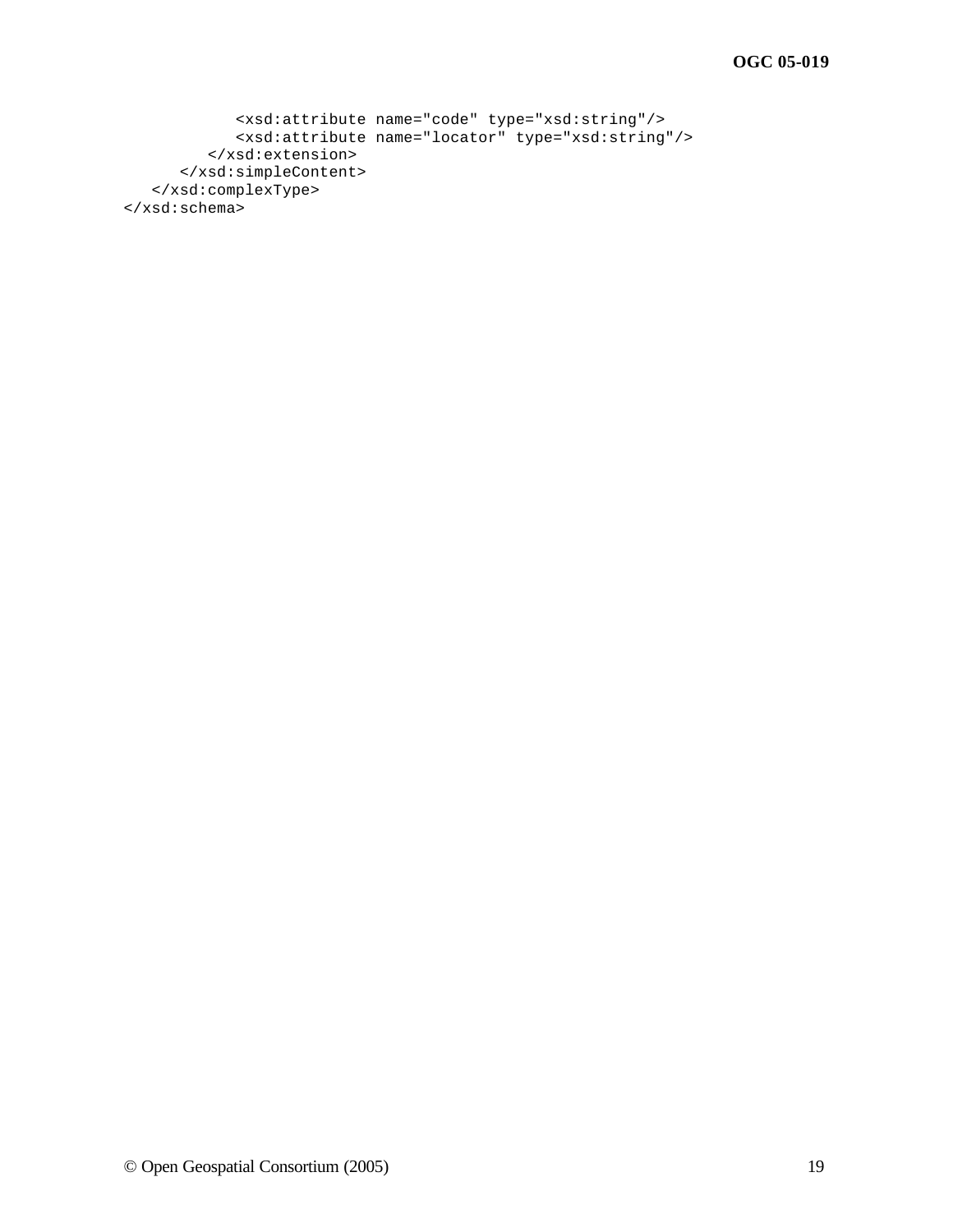```
            <xsd:attribute name="code" type="xsd:string"/>
            <xsd:attribute name="locator" type="xsd:string"/>
         </xsd:extension>
      </xsd:simpleContent>
   </xsd:complexType>
</xsd:schema>
```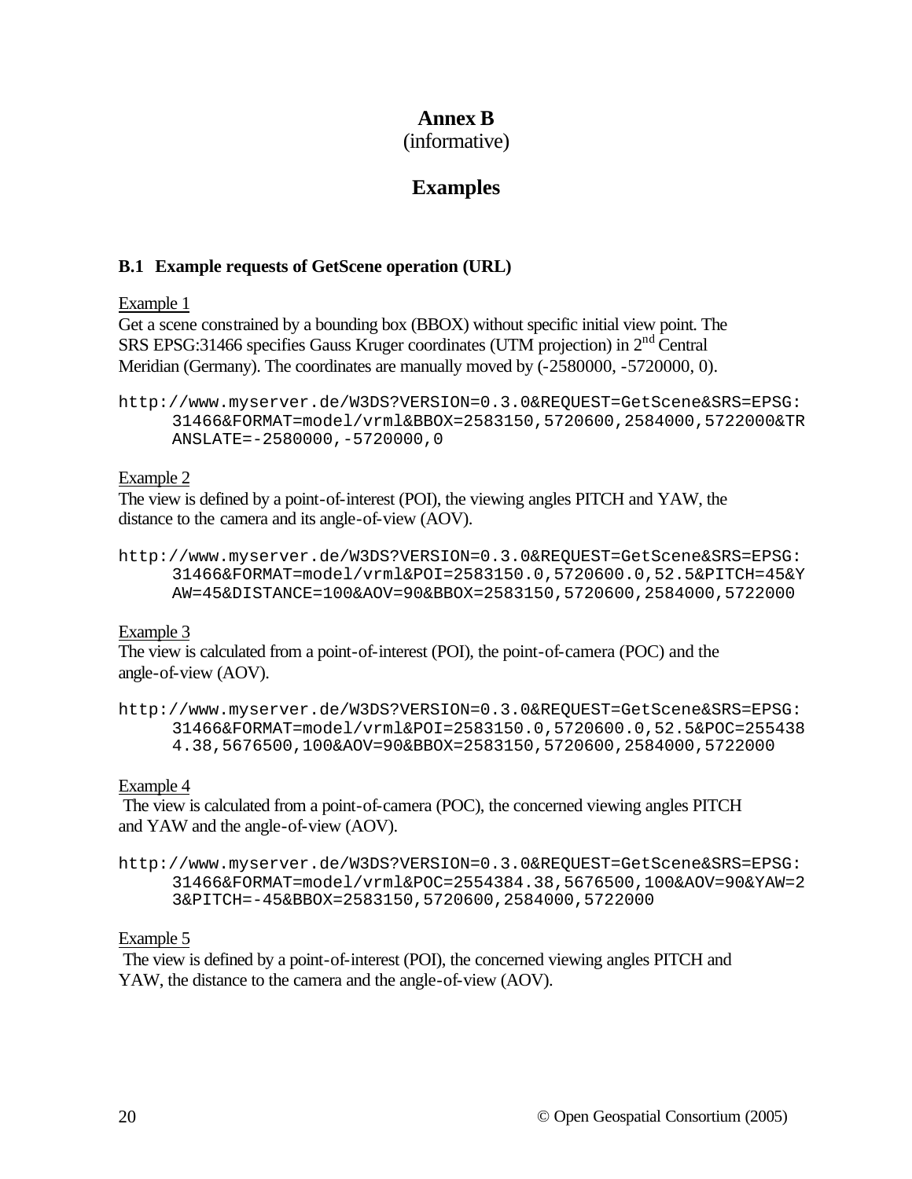# Annex B

(informative)

# Examples

## B.1 Example requests of GetScene operation (URL)

Example 1

Get a scene constrained by a bounding box (BBOX) without specific initial view point. The SRS EPSG:31466 specifies Gauss Kruger coordinates (UTM projection) in 2nd Central Meridian (Germany). The coordinates are manually moved by (-2580000, -5720000, 0).

```
http://www.myserver.de/W3DS?VERSION=0.3.0&REQUEST=GetScene&SRS=EPSG:31466&FORMAT=model/vrml&BBOX=2583150,5720600,2584000,5722000&TRANSLATE=-2580000,-5720000,0
```

Example 2

The view is defined by a point-of-interest (POI), the viewing angles PITCH and YAW, the distance to the camera and its angle-of-view (AOV).

```
http://www.myserver.de/W3DS?VERSION=0.3.0&REQUEST=GetScene&SRS=EPSG:31466&FORMAT=model/vrml&POI=2583150.0,5720600.0,52.5&PITCH=45&YAW=45&DISTANCE=100&AOV=90&BBOX=2583150,5720600,2584000,5722000
```

Example 3

The view is calculated from a point-of-interest (POI), the point-of-camera (POC) and the angle-of-view (AOV).

```
http://www.myserver.de/W3DS?VERSION=0.3.0&REQUEST=GetScene&SRS=EPSG:31466&FORMAT=model/vrml&POI=2583150.0,5720600.0,52.5&POC=2554384.38,5676500,100&AOV=90&BBOX=2583150,5720600,2584000,5722000
```

Example 4

The view is calculated from a point-of-camera (POC), the concerned viewing angles PITCH and YAW and the angle-of-view (AOV).

```
http://www.myserver.de/W3DS?VERSION=0.3.0&REQUEST=GetScene&SRS=EPSG:31466&FORMAT=model/vrml&POC=2554384.38,5676500,100&AOV=90&YAW=23&PITCH=-45&BBOX=2583150,5720600,2584000,5722000
```

Example 5

The view is defined by a point-of-interest (POI), the concerned viewing angles PITCH and YAW, the distance to the camera and the angle-of-view (AOV).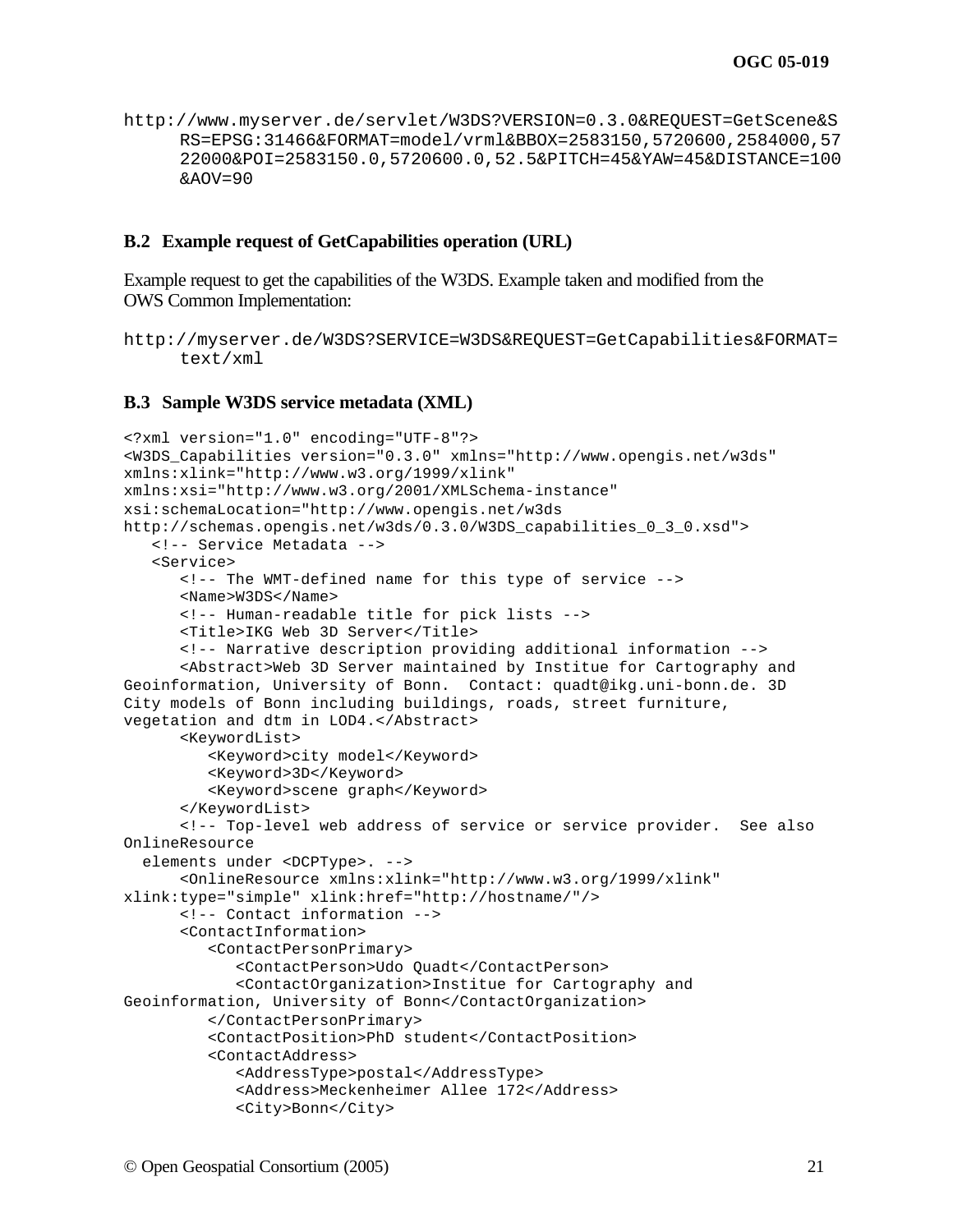```
http://www.myserver.de/servlet/W3DS?VERSION=0.3.0&REQUEST=GetScene&S
      RS=EPSG:31466&FORMAT=model/vrml&BBOX=2583150,5720600,2584000,57
      22000&POI=2583150.0,5720600.0,52.5&PITCH=45&YAW=45&DISTANCE=100
      &AOV=90
```

### B.2 Example request of GetCapabilities operation (URL)

Example request to get the capabilities of the W3DS. Example taken and modified from the OWS Common Implementation:

```
http://myserver.de/W3DS?SERVICE=W3DS&REQUEST=GetCapabilities&FORMAT=
      text/xml
```

### B.3 Sample W3DS service metadata (XML)

```
<?xml version="1.0" encoding="UTF-8"?>
<W3DS_Capabilities version="0.3.0" xmlns="http://www.opengis.net/w3ds"
xmlns:xlink="http://www.w3.org/1999/xlink"
xmlns:xsi="http://www.w3.org/2001/XMLSchema-instance"
xsi:schemaLocation="http://www.opengis.net/w3ds
http://schemas.opengis.net/w3ds/0.3.0/W3DS_capabilities_0_3_0.xsd">
   <!-- Service Metadata -->
   <Service>
      <!-- The WMT-defined name for this type of service -->
      <Name>W3DS</Name>
      <!-- Human-readable title for pick lists -->
      <Title>IKG Web 3D Server</Title>
      <!-- Narrative description providing additional information -->
      <Abstract>Web 3D Server maintained by Institue for Cartography and
Geoinformation, University of Bonn.  Contact: quadt@ikg.uni-bonn.de. 3D
City models of Bonn including buildings, roads, street furniture,
vegetation and dtm in LOD4.</Abstract>
      <KeywordList>
         <Keyword>city model</Keyword>
         <Keyword>3D</Keyword>
         <Keyword>scene graph</Keyword>
      </KeywordList>
      <!-- Top-level web address of service or service provider.  See also
OnlineResource
  elements under <DCPType>. -->
      <OnlineResource xmlns:xlink="http://www.w3.org/1999/xlink"
xlink:type="simple" xlink:href="http://hostname/"/>
      <!-- Contact information -->
      <ContactInformation>
         <ContactPersonPrimary>
            <ContactPerson>Udo Quadt</ContactPerson>
            <ContactOrganization>Institue for Cartography and
Geoinformation, University of Bonn</ContactOrganization>
         </ContactPersonPrimary>
         <ContactPosition>PhD student</ContactPosition>
         <ContactAddress>
            <AddressType>postal</AddressType>
            <Address>Meckenheimer Allee 172</Address>
            <City>Bonn</City>
```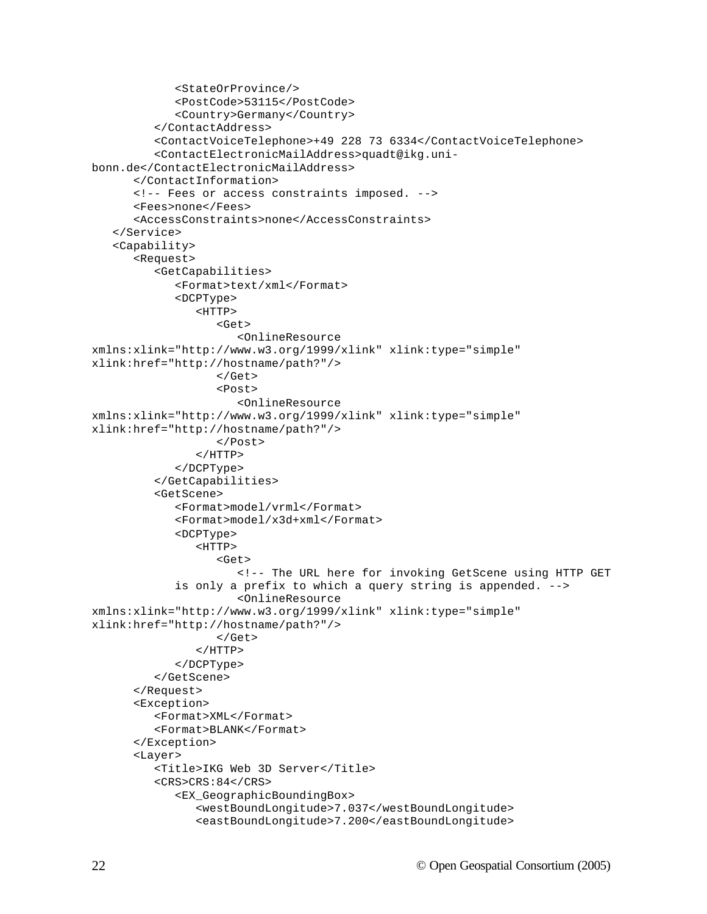```
            <StateOrProvince/>
            <PostCode>53115</PostCode>
            <Country>Germany</Country>
         </ContactAddress>
         <ContactVoiceTelephone>+49 228 73 6334</ContactVoiceTelephone>
         <ContactElectronicMailAddress>quadt@ikg.uni-
bonn.de</ContactElectronicMailAddress>
      </ContactInformation>
      <!-- Fees or access constraints imposed. -->
      <Fees>none</Fees>
      <AccessConstraints>none</AccessConstraints>
   </Service>
   <Capability>
      <Request>
         <GetCapabilities>
            <Format>text/xml</Format>
            <DCPType>
               <HTTP>
                  <Get>
                     <OnlineResource
xmlns:xlink="http://www.w3.org/1999/xlink" xlink:type="simple"
xlink:href="http://hostname/path?"/>
                  </Get>
                  <Post>
                     <OnlineResource
xmlns:xlink="http://www.w3.org/1999/xlink" xlink:type="simple"
xlink:href="http://hostname/path?"/>
                  </Post>
               </HTTP>
            </DCPType>
         </GetCapabilities>
         <GetScene>
            <Format>model/vrml</Format>
            <Format>model/x3d+xml</Format>
            <DCPType>
               <HTTP>
                  <Get>
                     <!-- The URL here for invoking GetScene using HTTP GET
            is only a prefix to which a query string is appended. -->
                     <OnlineResource
xmlns:xlink="http://www.w3.org/1999/xlink" xlink:type="simple"
xlink:href="http://hostname/path?"/>
                  </Get>
               </HTTP>
            </DCPType>
         </GetScene>
      </Request>
      <Exception>
         <Format>XML</Format>
         <Format>BLANK</Format>
      </Exception>
      <Layer>
         <Title>IKG Web 3D Server</Title>
         <CRS>CRS:84</CRS>
            <EX_GeographicBoundingBox>
               <westBoundLongitude>7.037</westBoundLongitude>
               <eastBoundLongitude>7.200</eastBoundLongitude>
```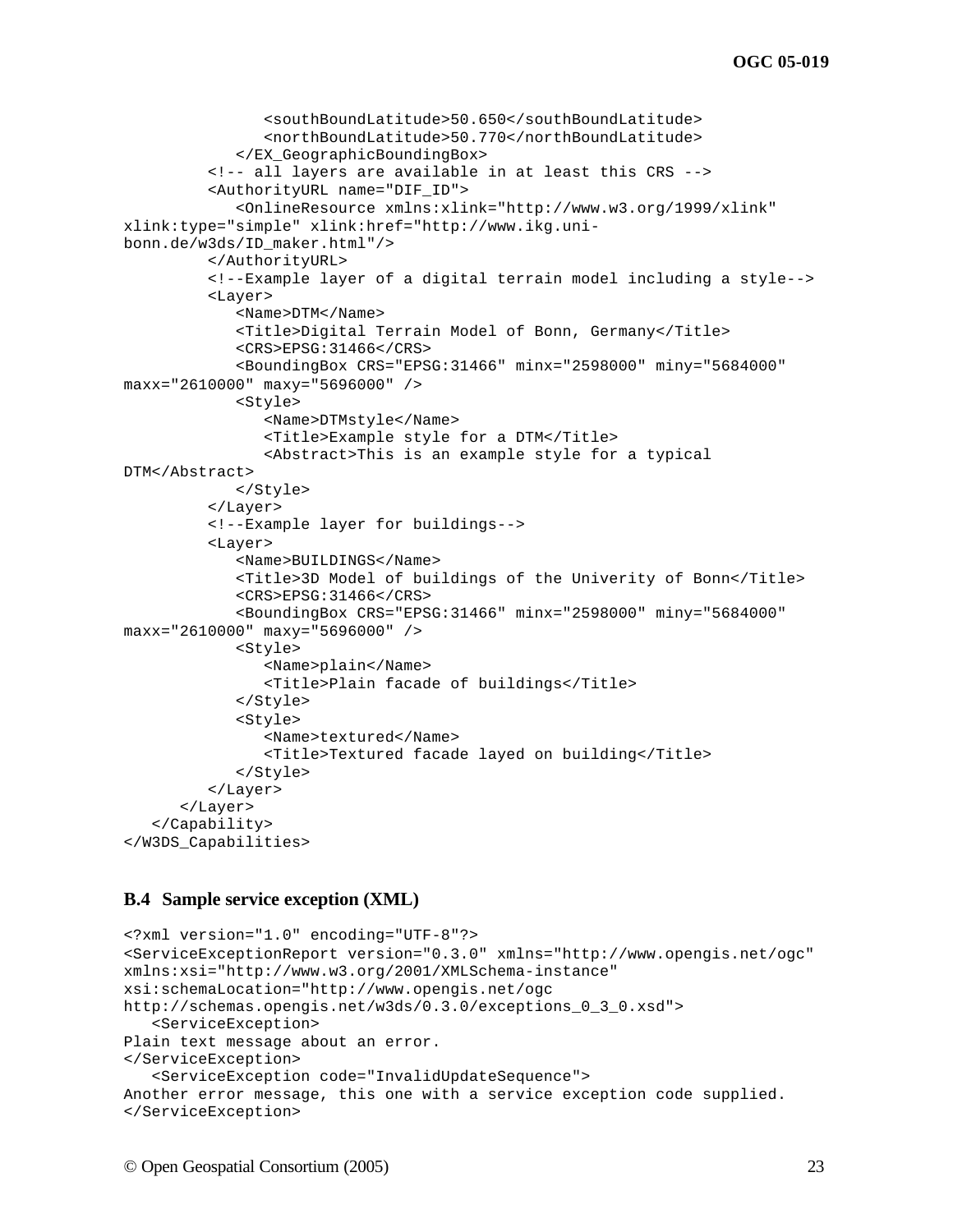```
                <southBoundLatitude>50.650</southBoundLatitude>
                <northBoundLatitude>50.770</northBoundLatitude>
            </EX_GeographicBoundingBox>
         <!-- all layers are available in at least this CRS -->
         <AuthorityURL name="DIF_ID">
            <OnlineResource xmlns:xlink="http://www.w3.org/1999/xlink"
xlink:type="simple" xlink:href="http://www.ikg.uni-
bonn.de/w3ds/ID_maker.html"/>
         </AuthorityURL>
         <!--Example layer of a digital terrain model including a style-->
         <Layer>
            <Name>DTM</Name>
            <Title>Digital Terrain Model of Bonn, Germany</Title>
            <CRS>EPSG:31466</CRS>
            <BoundingBox CRS="EPSG:31466" minx="2598000" miny="5684000"
maxx="2610000" maxy="5696000" />
            <Style>
               <Name>DTMstyle</Name>
               <Title>Example style for a DTM</Title>
               <Abstract>This is an example style for a typical
DTM</Abstract>
            </Style>
         </Layer>
         <!--Example layer for buildings-->
         <Layer>
            <Name>BUILDINGS</Name>
            <Title>3D Model of buildings of the Univerity of Bonn</Title>
            <CRS>EPSG:31466</CRS>
            <BoundingBox CRS="EPSG:31466" minx="2598000" miny="5684000"
maxx="2610000" maxy="5696000" />
            <Style>
               <Name>plain</Name>
               <Title>Plain facade of buildings</Title>
            </Style>
            <Style>
               <Name>textured</Name>
               <Title>Textured facade layed on building</Title>
            </Style>
         </Layer>
      </Layer>
   </Capability>
</W3DS_Capabilities>
```

### B.4 Sample service exception (XML)

```
<?xml version="1.0" encoding="UTF-8"?>
<ServiceExceptionReport version="0.3.0" xmlns="http://www.opengis.net/ogc"
xmlns:xsi="http://www.w3.org/2001/XMLSchema-instance"
xsi:schemaLocation="http://www.opengis.net/ogc
http://schemas.opengis.net/w3ds/0.3.0/exceptions_0_3_0.xsd">
   <ServiceException>
Plain text message about an error.
</ServiceException>
   <ServiceException code="InvalidUpdateSequence">
Another error message, this one with a service exception code supplied.
</ServiceException>
```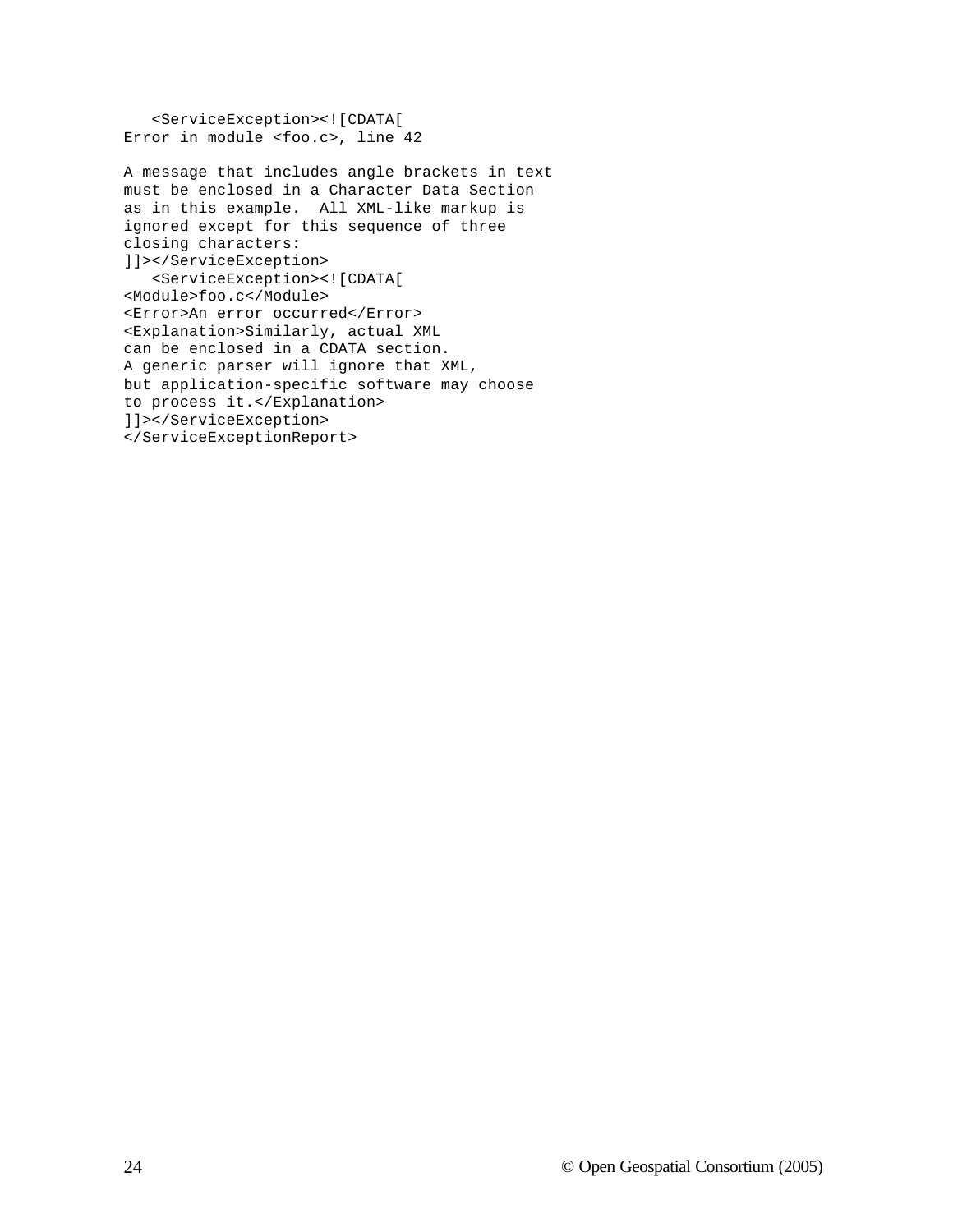```
   <ServiceException><![CDATA[
Error in module <foo.c>, line 42

A message that includes angle brackets in text
must be enclosed in a Character Data Section
as in this example.  All XML-like markup is
ignored except for this sequence of three
closing characters:
]]></ServiceException>
   <ServiceException><![CDATA[
<Module>foo.c</Module>
<Error>An error occurred</Error>
<Explanation>Similarly, actual XML
can be enclosed in a CDATA section.
A generic parser will ignore that XML,
but application-specific software may choose
to process it.</Explanation>
]]></ServiceException>
</ServiceExceptionReport>
```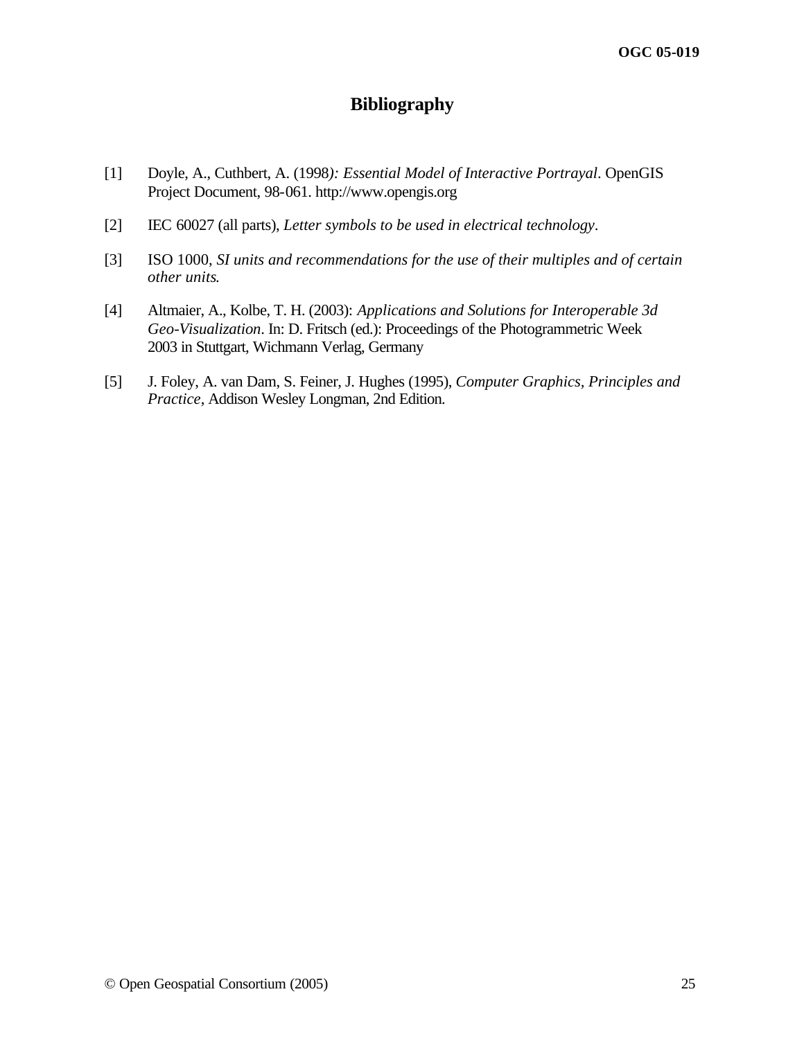# Bibliography

[1] Doyle, A., Cuthbert, A. (1998*): Essential Model of Interactive Portrayal*. OpenGIS Project Document, 98-061. http://www.opengis.org

[2] IEC 60027 (all parts), *Letter symbols to be used in electrical technology*.

[3] ISO 1000, *SI units and recommendations for the use of their multiples and of certain other units*.

[4] Altmaier, A., Kolbe, T. H. (2003): *Applications and Solutions for Interoperable 3d Geo-Visualization*. In: D. Fritsch (ed.): Proceedings of the Photogrammetric Week 2003 in Stuttgart, Wichmann Verlag, Germany

[5] J. Foley, A. van Dam, S. Feiner, J. Hughes (1995), *Computer Graphics, Principles and Practice*, Addison Wesley Longman, 2nd Edition.